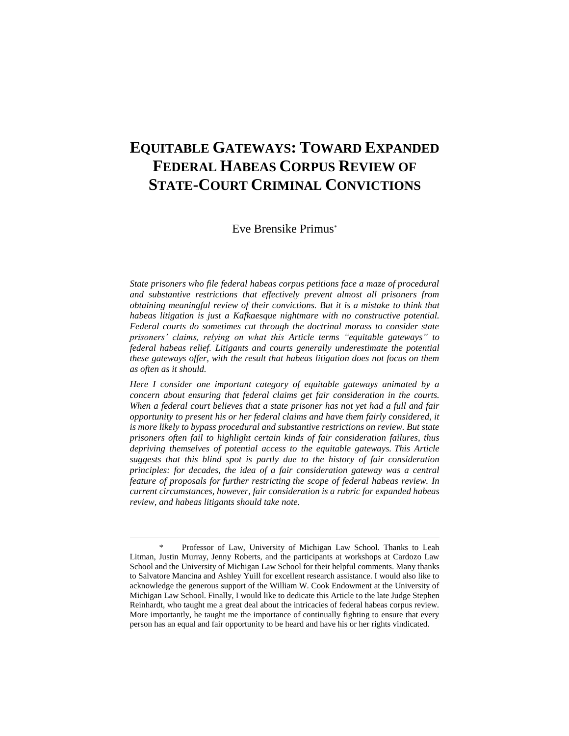# EQUITABLE GATEWAYS: TOWARD EXPANDED FEDERAL HABEAS CORPUS REVIEW OF STATE-COURT CRIMINAL CONVICTIONS

Eve Brensike Primus*

*State prisoners who file federal habeas corpus petitions face a maze of procedural and substantive restrictions that effectively prevent almost all prisoners from obtaining meaningful review of their convictions. But it is a mistake to think that habeas litigation is just a Kafkaesque nightmare with no constructive potential. Federal courts do sometimes cut through the doctrinal morass to consider state prisoners' claims, relying on what this Article terms "equitable gateways" to federal habeas relief. Litigants and courts generally underestimate the potential these gateways offer, with the result that habeas litigation does not focus on them as often as it should.*

*Here I consider one important category of equitable gateways animated by a concern about ensuring that federal claims get fair consideration in the courts. When a federal court believes that a state prisoner has not yet had a full and fair opportunity to present his or her federal claims and have them fairly considered, it is more likely to bypass procedural and substantive restrictions on review. But state prisoners often fail to highlight certain kinds of fair consideration failures, thus depriving themselves of potential access to the equitable gateways. This Article suggests that this blind spot is partly due to the history of fair consideration principles: for decades, the idea of a fair consideration gateway was a central feature of proposals for further restricting the scope of federal habeas review. In current circumstances, however, fair consideration is a rubric for expanded habeas review, and habeas litigants should take note.*

---

\* Professor of Law, University of Michigan Law School. Thanks to Leah Litman, Justin Murray, Jenny Roberts, and the participants at workshops at Cardozo Law School and the University of Michigan Law School for their helpful comments. Many thanks to Salvatore Mancina and Ashley Yuill for excellent research assistance. I would also like to acknowledge the generous support of the William W. Cook Endowment at the University of Michigan Law School. Finally, I would like to dedicate this Article to the late Judge Stephen Reinhardt, who taught me a great deal about the intricacies of federal habeas corpus review. More importantly, he taught me the importance of continually fighting to ensure that every person has an equal and fair opportunity to be heard and have his or her rights vindicated.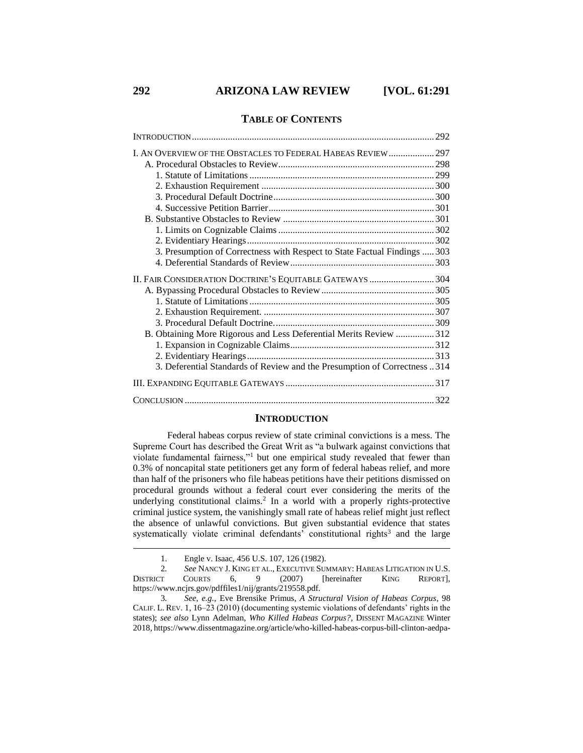## TABLE OF CONTENTS

| | |
|---|---|
| INTRODUCTION | 292 |
| I. AN OVERVIEW OF THE OBSTACLES TO FEDERAL HABEAS REVIEW | 297 |
| A. Procedural Obstacles to Review | 298 |
| 1. Statute of Limitations | 299 |
| 2. Exhaustion Requirement | 300 |
| 3. Procedural Default Doctrine | 300 |
| 4. Successive Petition Barrier | 301 |
| B. Substantive Obstacles to Review | 301 |
| 1. Limits on Cognizable Claims | 302 |
| 2. Evidentiary Hearings | 302 |
| 3. Presumption of Correctness with Respect to State Factual Findings | 303 |
| 4. Deferential Standards of Review | 303 |
| II. FAIR CONSIDERATION DOCTRINE'S EQUITABLE GATEWAYS | 304 |
| A. Bypassing Procedural Obstacles to Review | 305 |
| 1. Statute of Limitations | 305 |
| 2. Exhaustion Requirement. | 307 |
| 3. Procedural Default Doctrine. | 309 |
| B. Obtaining More Rigorous and Less Deferential Merits Review | 312 |
| 1. Expansion in Cognizable Claims | 312 |
| 2. Evidentiary Hearings | 313 |
| 3. Deferential Standards of Review and the Presumption of Correctness | 314 |
| III. EXPANDING EQUITABLE GATEWAYS | 317 |
| CONCLUSION | 322 |

## INTRODUCTION

Federal habeas corpus review of state criminal convictions is a mess. The Supreme Court has described the Great Writ as "a bulwark against convictions that violate fundamental fairness,"[1] but one empirical study revealed that fewer than 0.3% of noncapital state petitioners get any form of federal habeas relief, and more than half of the prisoners who file habeas petitions have their petitions dismissed on procedural grounds without a federal court ever considering the merits of the underlying constitutional claims.[2] In a world with a properly rights-protective criminal justice system, the vanishingly small rate of habeas relief might just reflect the absence of unlawful convictions. But given substantial evidence that states systematically violate criminal defendants' constitutional rights[3] and the large

---

1. Engle v. Isaac, 456 U.S. 107, 126 (1982).

2. *See* NANCY J. KING ET AL., EXECUTIVE SUMMARY: HABEAS LITIGATION IN U.S. DISTRICT COURTS 6, 9 (2007) [hereinafter KING REPORT], https://www.ncjrs.gov/pdffiles1/nij/grants/219558.pdf.

3. *See, e.g.*, Eve Brensike Primus, *A Structural Vision of Habeas Corpus*, 98 CALIF. L. REV. 1, 16–23 (2010) (documenting systemic violations of defendants' rights in the states); *see also* Lynn Adelman, *Who Killed Habeas Corpus?*, DISSENT MAGAZINE Winter 2018, https://www.dissentmagazine.org/article/who-killed-habeas-corpus-bill-clinton-aedpa-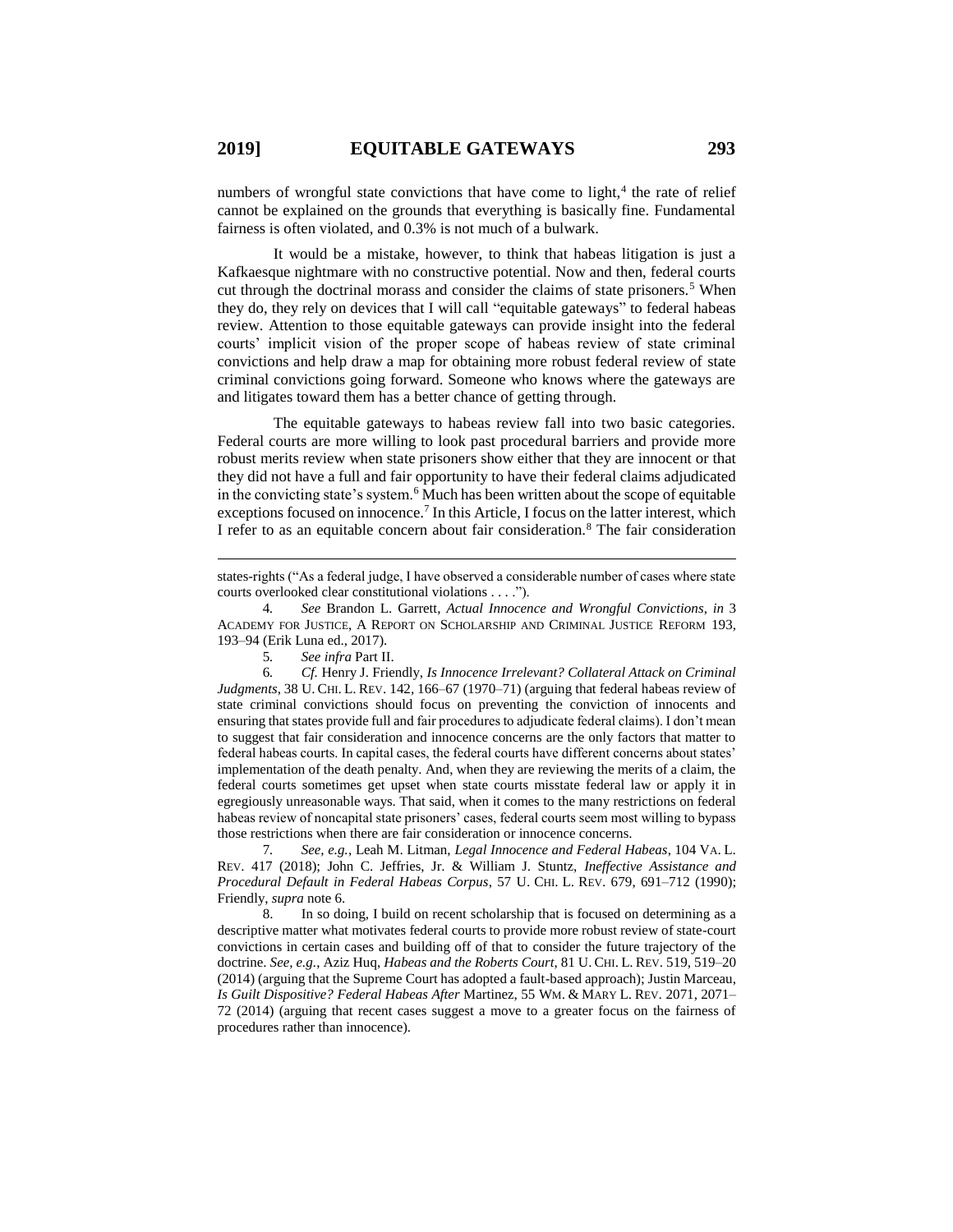numbers of wrongful state convictions that have come to light,[4] the rate of relief cannot be explained on the grounds that everything is basically fine. Fundamental fairness is often violated, and 0.3% is not much of a bulwark.

It would be a mistake, however, to think that habeas litigation is just a Kafkaesque nightmare with no constructive potential. Now and then, federal courts cut through the doctrinal morass and consider the claims of state prisoners.[5] When they do, they rely on devices that I will call "equitable gateways" to federal habeas review. Attention to those equitable gateways can provide insight into the federal courts' implicit vision of the proper scope of habeas review of state criminal convictions and help draw a map for obtaining more robust federal review of state criminal convictions going forward. Someone who knows where the gateways are and litigates toward them has a better chance of getting through.

The equitable gateways to habeas review fall into two basic categories. Federal courts are more willing to look past procedural barriers and provide more robust merits review when state prisoners show either that they are innocent or that they did not have a full and fair opportunity to have their federal claims adjudicated in the convicting state's system.[6] Much has been written about the scope of equitable exceptions focused on innocence.[7] In this Article, I focus on the latter interest, which I refer to as an equitable concern about fair consideration.[8] The fair consideration

---

states-rights ("As a federal judge, I have observed a considerable number of cases where state courts overlooked clear constitutional violations . . . .").

4. *See* Brandon L. Garrett, *Actual Innocence and Wrongful Convictions*, *in* 3 ACADEMY FOR JUSTICE, A REPORT ON SCHOLARSHIP AND CRIMINAL JUSTICE REFORM 193, 193–94 (Erik Luna ed., 2017).

5. *See infra* Part II.

6. *Cf.* Henry J. Friendly, *Is Innocence Irrelevant? Collateral Attack on Criminal Judgments*, 38 U. CHI. L. REV. 142, 166–67 (1970–71) (arguing that federal habeas review of state criminal convictions should focus on preventing the conviction of innocents and ensuring that states provide full and fair procedures to adjudicate federal claims). I don't mean to suggest that fair consideration and innocence concerns are the only factors that matter to federal habeas courts. In capital cases, the federal courts have different concerns about states' implementation of the death penalty. And, when they are reviewing the merits of a claim, the federal courts sometimes get upset when state courts misstate federal law or apply it in egregiously unreasonable ways. That said, when it comes to the many restrictions on federal habeas review of noncapital state prisoners' cases, federal courts seem most willing to bypass those restrictions when there are fair consideration or innocence concerns.

7. *See, e.g.*, Leah M. Litman, *Legal Innocence and Federal Habeas*, 104 VA. L. REV. 417 (2018); John C. Jeffries, Jr. & William J. Stuntz, *Ineffective Assistance and Procedural Default in Federal Habeas Corpus*, 57 U. CHI. L. REV. 679, 691–712 (1990); Friendly, *supra* note 6.

8. In so doing, I build on recent scholarship that is focused on determining as a descriptive matter what motivates federal courts to provide more robust review of state-court convictions in certain cases and building off of that to consider the future trajectory of the doctrine. *See, e.g.*, Aziz Huq, *Habeas and the Roberts Court*, 81 U. CHI. L. REV. 519, 519–20 (2014) (arguing that the Supreme Court has adopted a fault-based approach); Justin Marceau, *Is Guilt Dispositive? Federal Habeas After* Martinez, 55 WM. & MARY L. REV. 2071, 2071–72 (2014) (arguing that recent cases suggest a move to a greater focus on the fairness of procedures rather than innocence).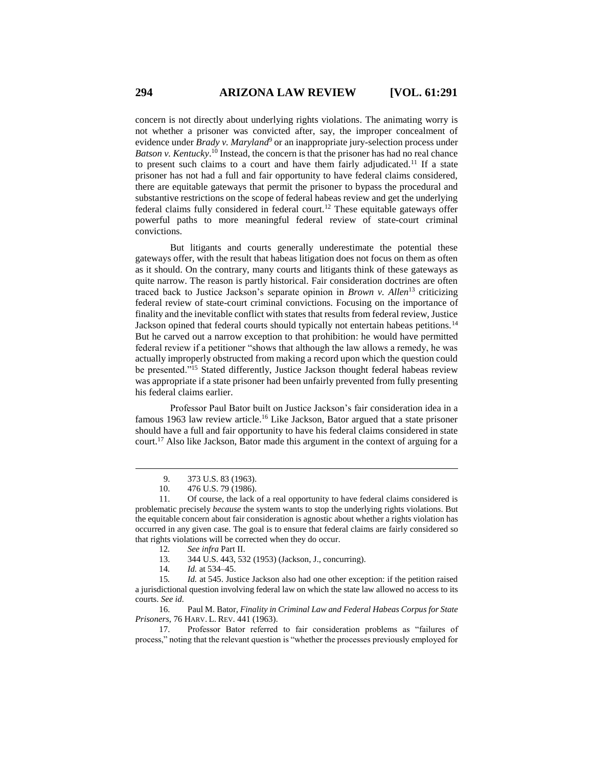concern is not directly about underlying rights violations. The animating worry is not whether a prisoner was convicted after, say, the improper concealment of evidence under *Brady v. Maryland*[9] or an inappropriate jury-selection process under *Batson v. Kentucky*.[10] Instead, the concern is that the prisoner has had no real chance to present such claims to a court and have them fairly adjudicated.[11] If a state prisoner has not had a full and fair opportunity to have federal claims considered, there are equitable gateways that permit the prisoner to bypass the procedural and substantive restrictions on the scope of federal habeas review and get the underlying federal claims fully considered in federal court.[12] These equitable gateways offer powerful paths to more meaningful federal review of state-court criminal convictions.

But litigants and courts generally underestimate the potential these gateways offer, with the result that habeas litigation does not focus on them as often as it should. On the contrary, many courts and litigants think of these gateways as quite narrow. The reason is partly historical. Fair consideration doctrines are often traced back to Justice Jackson's separate opinion in *Brown v. Allen*[13] criticizing federal review of state-court criminal convictions. Focusing on the importance of finality and the inevitable conflict with states that results from federal review, Justice Jackson opined that federal courts should typically not entertain habeas petitions.[14] But he carved out a narrow exception to that prohibition: he would have permitted federal review if a petitioner "shows that although the law allows a remedy, he was actually improperly obstructed from making a record upon which the question could be presented."[15] Stated differently, Justice Jackson thought federal habeas review was appropriate if a state prisoner had been unfairly prevented from fully presenting his federal claims earlier.

Professor Paul Bator built on Justice Jackson's fair consideration idea in a famous 1963 law review article.[16] Like Jackson, Bator argued that a state prisoner should have a full and fair opportunity to have his federal claims considered in state court.[17] Also like Jackson, Bator made this argument in the context of arguing for a

---

9. 373 U.S. 83 (1963).

10. 476 U.S. 79 (1986).

11. Of course, the lack of a real opportunity to have federal claims considered is problematic precisely *because* the system wants to stop the underlying rights violations. But the equitable concern about fair consideration is agnostic about whether a rights violation has occurred in any given case. The goal is to ensure that federal claims are fairly considered so that rights violations will be corrected when they do occur.

12. *See infra* Part II.

13. 344 U.S. 443, 532 (1953) (Jackson, J., concurring).

14. *Id.* at 534–45.

15. *Id.* at 545. Justice Jackson also had one other exception: if the petition raised a jurisdictional question involving federal law on which the state law allowed no access to its courts. *See id.*

16. Paul M. Bator, *Finality in Criminal Law and Federal Habeas Corpus for State Prisoners*, 76 HARV. L. REV. 441 (1963).

17. Professor Bator referred to fair consideration problems as "failures of process," noting that the relevant question is "whether the processes previously employed for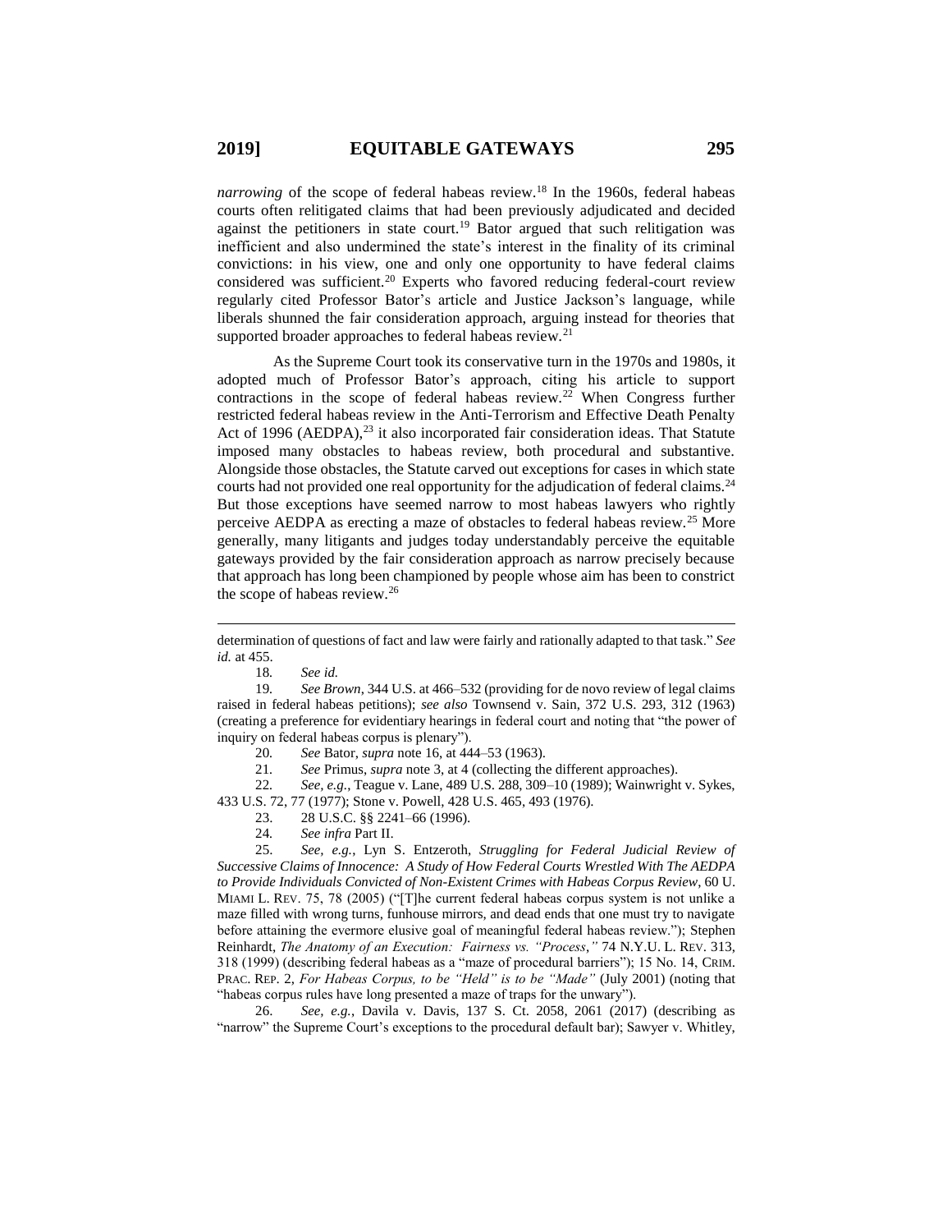*narrowing* of the scope of federal habeas review.[18] In the 1960s, federal habeas courts often relitigated claims that had been previously adjudicated and decided against the petitioners in state court.[19] Bator argued that such relitigation was inefficient and also undermined the state's interest in the finality of its criminal convictions: in his view, one and only one opportunity to have federal claims considered was sufficient.[20] Experts who favored reducing federal-court review regularly cited Professor Bator's article and Justice Jackson's language, while liberals shunned the fair consideration approach, arguing instead for theories that supported broader approaches to federal habeas review.[21]

As the Supreme Court took its conservative turn in the 1970s and 1980s, it adopted much of Professor Bator's approach, citing his article to support contractions in the scope of federal habeas review.[22] When Congress further restricted federal habeas review in the Anti-Terrorism and Effective Death Penalty Act of 1996 (AEDPA),[23] it also incorporated fair consideration ideas. That Statute imposed many obstacles to habeas review, both procedural and substantive. Alongside those obstacles, the Statute carved out exceptions for cases in which state courts had not provided one real opportunity for the adjudication of federal claims.[24] But those exceptions have seemed narrow to most habeas lawyers who rightly perceive AEDPA as erecting a maze of obstacles to federal habeas review.[25] More generally, many litigants and judges today understandably perceive the equitable gateways provided by the fair consideration approach as narrow precisely because that approach has long been championed by people whose aim has been to constrict the scope of habeas review.[26]

---

determination of questions of fact and law were fairly and rationally adapted to that task." *See id.* at 455.

18. *See id.*

19. *See Brown*, 344 U.S. at 466–532 (providing for de novo review of legal claims raised in federal habeas petitions); *see also* Townsend v. Sain, 372 U.S. 293, 312 (1963) (creating a preference for evidentiary hearings in federal court and noting that "the power of inquiry on federal habeas corpus is plenary").

20. *See* Bator, *supra* note 16, at 444–53 (1963).

21. *See* Primus, *supra* note 3, at 4 (collecting the different approaches).

22. *See, e.g.*, Teague v. Lane, 489 U.S. 288, 309–10 (1989); Wainwright v. Sykes, 433 U.S. 72, 77 (1977); Stone v. Powell, 428 U.S. 465, 493 (1976).

23. 28 U.S.C. §§ 2241–66 (1996).

24. *See infra* Part II.

25. *See, e.g.*, Lyn S. Entzeroth, *Struggling for Federal Judicial Review of Successive Claims of Innocence: A Study of How Federal Courts Wrestled With The AEDPA to Provide Individuals Convicted of Non-Existent Crimes with Habeas Corpus Review*, 60 U. MIAMI L. REV. 75, 78 (2005) ("[T]he current federal habeas corpus system is not unlike a maze filled with wrong turns, funhouse mirrors, and dead ends that one must try to navigate before attaining the evermore elusive goal of meaningful federal habeas review."); Stephen Reinhardt, *The Anatomy of an Execution: Fairness vs. "Process*,*"* 74 N.Y.U. L. REV. 313, 318 (1999) (describing federal habeas as a "maze of procedural barriers"); 15 No. 14, CRIM. PRAC. REP. 2, *For Habeas Corpus, to be "Held" is to be "Made"* (July 2001) (noting that "habeas corpus rules have long presented a maze of traps for the unwary").

26. *See, e.g.*, Davila v. Davis, 137 S. Ct. 2058, 2061 (2017) (describing as "narrow" the Supreme Court's exceptions to the procedural default bar); Sawyer v. Whitley,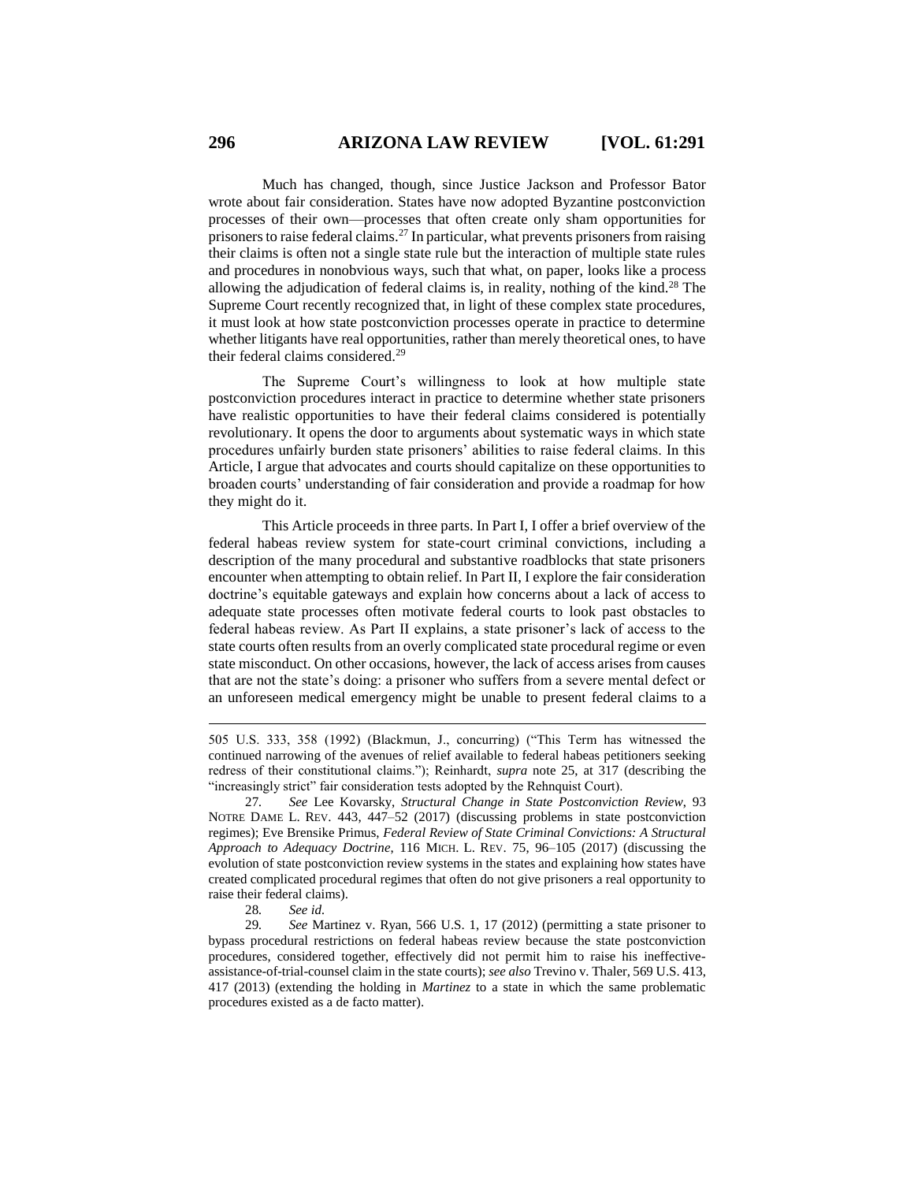Much has changed, though, since Justice Jackson and Professor Bator wrote about fair consideration. States have now adopted Byzantine postconviction processes of their own—processes that often create only sham opportunities for prisoners to raise federal claims.[27] In particular, what prevents prisoners from raising their claims is often not a single state rule but the interaction of multiple state rules and procedures in nonobvious ways, such that what, on paper, looks like a process allowing the adjudication of federal claims is, in reality, nothing of the kind.[28] The Supreme Court recently recognized that, in light of these complex state procedures, it must look at how state postconviction processes operate in practice to determine whether litigants have real opportunities, rather than merely theoretical ones, to have their federal claims considered.[29]

The Supreme Court's willingness to look at how multiple state postconviction procedures interact in practice to determine whether state prisoners have realistic opportunities to have their federal claims considered is potentially revolutionary. It opens the door to arguments about systematic ways in which state procedures unfairly burden state prisoners' abilities to raise federal claims. In this Article, I argue that advocates and courts should capitalize on these opportunities to broaden courts' understanding of fair consideration and provide a roadmap for how they might do it.

This Article proceeds in three parts. In Part I, I offer a brief overview of the federal habeas review system for state-court criminal convictions, including a description of the many procedural and substantive roadblocks that state prisoners encounter when attempting to obtain relief. In Part II, I explore the fair consideration doctrine's equitable gateways and explain how concerns about a lack of access to adequate state processes often motivate federal courts to look past obstacles to federal habeas review. As Part II explains, a state prisoner's lack of access to the state courts often results from an overly complicated state procedural regime or even state misconduct. On other occasions, however, the lack of access arises from causes that are not the state's doing: a prisoner who suffers from a severe mental defect or an unforeseen medical emergency might be unable to present federal claims to a

---

505 U.S. 333, 358 (1992) (Blackmun, J., concurring) ("This Term has witnessed the continued narrowing of the avenues of relief available to federal habeas petitioners seeking redress of their constitutional claims."); Reinhardt, *supra* note 25, at 317 (describing the "increasingly strict" fair consideration tests adopted by the Rehnquist Court).

27. *See* Lee Kovarsky, *Structural Change in State Postconviction Review*, 93 NOTRE DAME L. REV. 443, 447–52 (2017) (discussing problems in state postconviction regimes); Eve Brensike Primus, *Federal Review of State Criminal Convictions: A Structural Approach to Adequacy Doctrine*, 116 MICH. L. REV. 75, 96–105 (2017) (discussing the evolution of state postconviction review systems in the states and explaining how states have created complicated procedural regimes that often do not give prisoners a real opportunity to raise their federal claims).

28. *See id.*

29. *See* Martinez v. Ryan, 566 U.S. 1, 17 (2012) (permitting a state prisoner to bypass procedural restrictions on federal habeas review because the state postconviction procedures, considered together, effectively did not permit him to raise his ineffective-assistance-of-trial-counsel claim in the state courts); *see also* Trevino v. Thaler, 569 U.S. 413, 417 (2013) (extending the holding in *Martinez* to a state in which the same problematic procedures existed as a de facto matter).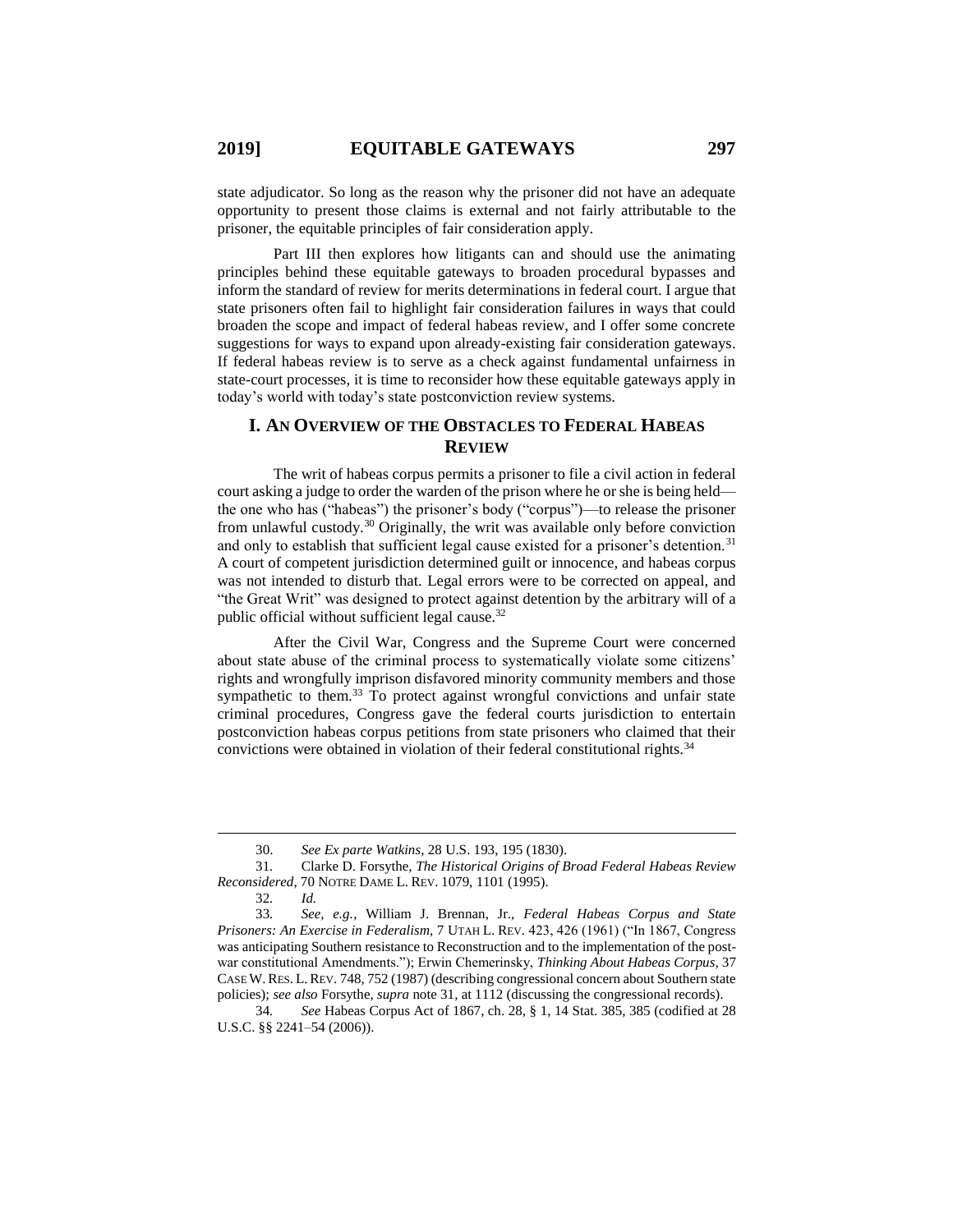state adjudicator. So long as the reason why the prisoner did not have an adequate opportunity to present those claims is external and not fairly attributable to the prisoner, the equitable principles of fair consideration apply.

Part III then explores how litigants can and should use the animating principles behind these equitable gateways to broaden procedural bypasses and inform the standard of review for merits determinations in federal court. I argue that state prisoners often fail to highlight fair consideration failures in ways that could broaden the scope and impact of federal habeas review, and I offer some concrete suggestions for ways to expand upon already-existing fair consideration gateways. If federal habeas review is to serve as a check against fundamental unfairness in state-court processes, it is time to reconsider how these equitable gateways apply in today's world with today's state postconviction review systems.

## I. AN OVERVIEW OF THE OBSTACLES TO FEDERAL HABEAS REVIEW

The writ of habeas corpus permits a prisoner to file a civil action in federal court asking a judge to order the warden of the prison where he or she is being held—the one who has ("habeas") the prisoner's body ("corpus")—to release the prisoner from unlawful custody.[30] Originally, the writ was available only before conviction and only to establish that sufficient legal cause existed for a prisoner's detention.[31] A court of competent jurisdiction determined guilt or innocence, and habeas corpus was not intended to disturb that. Legal errors were to be corrected on appeal, and "the Great Writ" was designed to protect against detention by the arbitrary will of a public official without sufficient legal cause.[32]

After the Civil War, Congress and the Supreme Court were concerned about state abuse of the criminal process to systematically violate some citizens' rights and wrongfully imprison disfavored minority community members and those sympathetic to them.[33] To protect against wrongful convictions and unfair state criminal procedures, Congress gave the federal courts jurisdiction to entertain postconviction habeas corpus petitions from state prisoners who claimed that their convictions were obtained in violation of their federal constitutional rights.[34]

---

30. *See Ex parte Watkins*, 28 U.S. 193, 195 (1830).

31. Clarke D. Forsythe, *The Historical Origins of Broad Federal Habeas Review Reconsidered*, 70 NOTRE DAME L. REV. 1079, 1101 (1995).

32. *Id.*

33. *See, e.g.*, William J. Brennan, Jr., *Federal Habeas Corpus and State Prisoners: An Exercise in Federalism*, 7 UTAH L. REV. 423, 426 (1961) ("In 1867, Congress was anticipating Southern resistance to Reconstruction and to the implementation of the post-war constitutional Amendments."); Erwin Chemerinsky, *Thinking About Habeas Corpus*, 37 CASE W. RES. L. REV. 748, 752 (1987) (describing congressional concern about Southern state policies); *see also* Forsythe, *supra* note 31, at 1112 (discussing the congressional records).

34. *See* Habeas Corpus Act of 1867, ch. 28, § 1, 14 Stat. 385, 385 (codified at 28 U.S.C. §§ 2241–54 (2006)).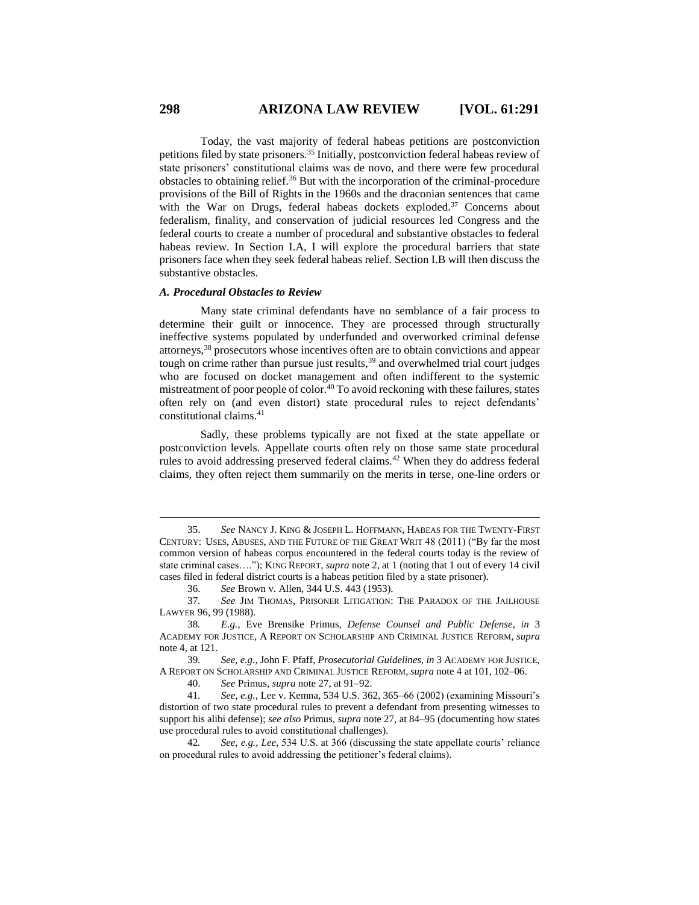Today, the vast majority of federal habeas petitions are postconviction petitions filed by state prisoners.[35] Initially, postconviction federal habeas review of state prisoners' constitutional claims was de novo, and there were few procedural obstacles to obtaining relief.[36] But with the incorporation of the criminal-procedure provisions of the Bill of Rights in the 1960s and the draconian sentences that came with the War on Drugs, federal habeas dockets exploded.[37] Concerns about federalism, finality, and conservation of judicial resources led Congress and the federal courts to create a number of procedural and substantive obstacles to federal habeas review. In Section I.A, I will explore the procedural barriers that state prisoners face when they seek federal habeas relief. Section I.B will then discuss the substantive obstacles.

### *A. Procedural Obstacles to Review*

Many state criminal defendants have no semblance of a fair process to determine their guilt or innocence. They are processed through structurally ineffective systems populated by underfunded and overworked criminal defense attorneys,[38] prosecutors whose incentives often are to obtain convictions and appear tough on crime rather than pursue just results,[39] and overwhelmed trial court judges who are focused on docket management and often indifferent to the systemic mistreatment of poor people of color.[40] To avoid reckoning with these failures, states often rely on (and even distort) state procedural rules to reject defendants' constitutional claims.[41]

Sadly, these problems typically are not fixed at the state appellate or postconviction levels. Appellate courts often rely on those same state procedural rules to avoid addressing preserved federal claims.[42] When they do address federal claims, they often reject them summarily on the merits in terse, one-line orders or

---

35. *See* NANCY J. KING & JOSEPH L. HOFFMANN, HABEAS FOR THE TWENTY-FIRST CENTURY: USES, ABUSES, AND THE FUTURE OF THE GREAT WRIT 48 (2011) ("By far the most common version of habeas corpus encountered in the federal courts today is the review of state criminal cases…."); KING REPORT, *supra* note 2, at 1 (noting that 1 out of every 14 civil cases filed in federal district courts is a habeas petition filed by a state prisoner).

36. *See* Brown v. Allen, 344 U.S. 443 (1953).

37. *See* JIM THOMAS, PRISONER LITIGATION: THE PARADOX OF THE JAILHOUSE LAWYER 96, 99 (1988).

38. *E.g.*, Eve Brensike Primus, *Defense Counsel and Public Defense*, *in* 3 ACADEMY FOR JUSTICE, A REPORT ON SCHOLARSHIP AND CRIMINAL JUSTICE REFORM, *supra* note 4, at 121.

39. *See, e.g.*, John F. Pfaff, *Prosecutorial Guidelines*, *in* 3 ACADEMY FOR JUSTICE, A REPORT ON SCHOLARSHIP AND CRIMINAL JUSTICE REFORM, *supra* note 4 at 101, 102–06.

40. *See* Primus, *supra* note 27, at 91–92.

41. *See, e.g.*, Lee v. Kemna, 534 U.S. 362, 365–66 (2002) (examining Missouri's distortion of two state procedural rules to prevent a defendant from presenting witnesses to support his alibi defense); *see also* Primus, *supra* note 27, at 84–95 (documenting how states use procedural rules to avoid constitutional challenges).

42. *See, e.g.*, *Lee*, 534 U.S. at 366 (discussing the state appellate courts' reliance on procedural rules to avoid addressing the petitioner's federal claims).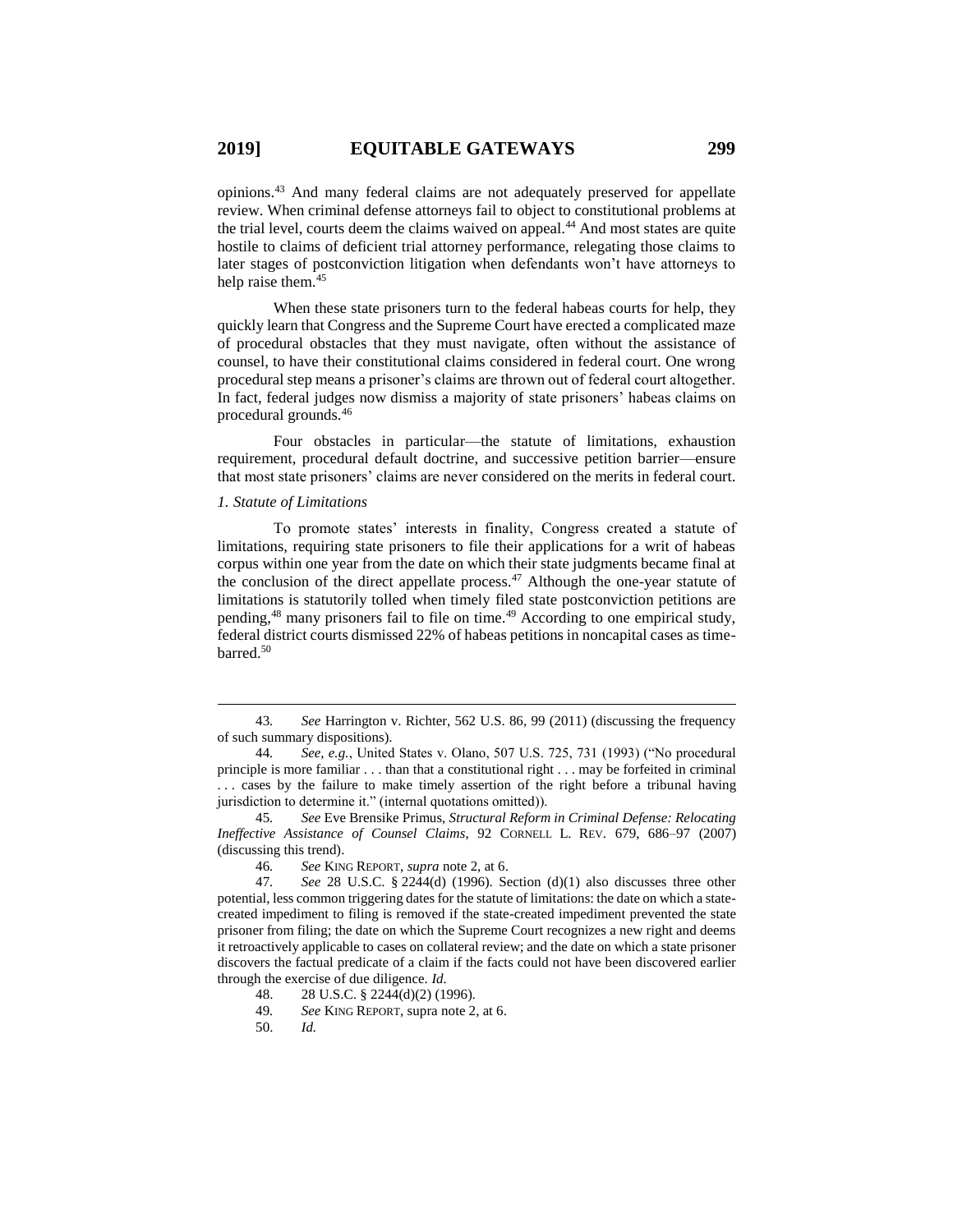opinions.[43] And many federal claims are not adequately preserved for appellate review. When criminal defense attorneys fail to object to constitutional problems at the trial level, courts deem the claims waived on appeal.[44] And most states are quite hostile to claims of deficient trial attorney performance, relegating those claims to later stages of postconviction litigation when defendants won't have attorneys to help raise them.[45]

When these state prisoners turn to the federal habeas courts for help, they quickly learn that Congress and the Supreme Court have erected a complicated maze of procedural obstacles that they must navigate, often without the assistance of counsel, to have their constitutional claims considered in federal court. One wrong procedural step means a prisoner's claims are thrown out of federal court altogether. In fact, federal judges now dismiss a majority of state prisoners' habeas claims on procedural grounds.[46]

Four obstacles in particular—the statute of limitations, exhaustion requirement, procedural default doctrine, and successive petition barrier—ensure that most state prisoners' claims are never considered on the merits in federal court.

*1. Statute of Limitations*

To promote states' interests in finality, Congress created a statute of limitations, requiring state prisoners to file their applications for a writ of habeas corpus within one year from the date on which their state judgments became final at the conclusion of the direct appellate process.[47] Although the one-year statute of limitations is statutorily tolled when timely filed state postconviction petitions are pending,[48] many prisoners fail to file on time.[49] According to one empirical study, federal district courts dismissed 22% of habeas petitions in noncapital cases as time-barred.[50]

---

43. *See* Harrington v. Richter, 562 U.S. 86, 99 (2011) (discussing the frequency of such summary dispositions).

44. *See, e.g.*, United States v. Olano, 507 U.S. 725, 731 (1993) ("No procedural principle is more familiar . . . than that a constitutional right . . . may be forfeited in criminal . . . cases by the failure to make timely assertion of the right before a tribunal having jurisdiction to determine it." (internal quotations omitted)).

45. *See* Eve Brensike Primus, *Structural Reform in Criminal Defense: Relocating Ineffective Assistance of Counsel Claims*, 92 CORNELL L. REV. 679, 686–97 (2007) (discussing this trend).

46. *See* KING REPORT, *supra* note 2, at 6.

47. *See* 28 U.S.C. § 2244(d) (1996). Section (d)(1) also discusses three other potential, less common triggering dates for the statute of limitations: the date on which a state-created impediment to filing is removed if the state-created impediment prevented the state prisoner from filing; the date on which the Supreme Court recognizes a new right and deems it retroactively applicable to cases on collateral review; and the date on which a state prisoner discovers the factual predicate of a claim if the facts could not have been discovered earlier through the exercise of due diligence. *Id.*

48. 28 U.S.C. § 2244(d)(2) (1996).

49. *See* KING REPORT, supra note 2, at 6.

50. *Id.*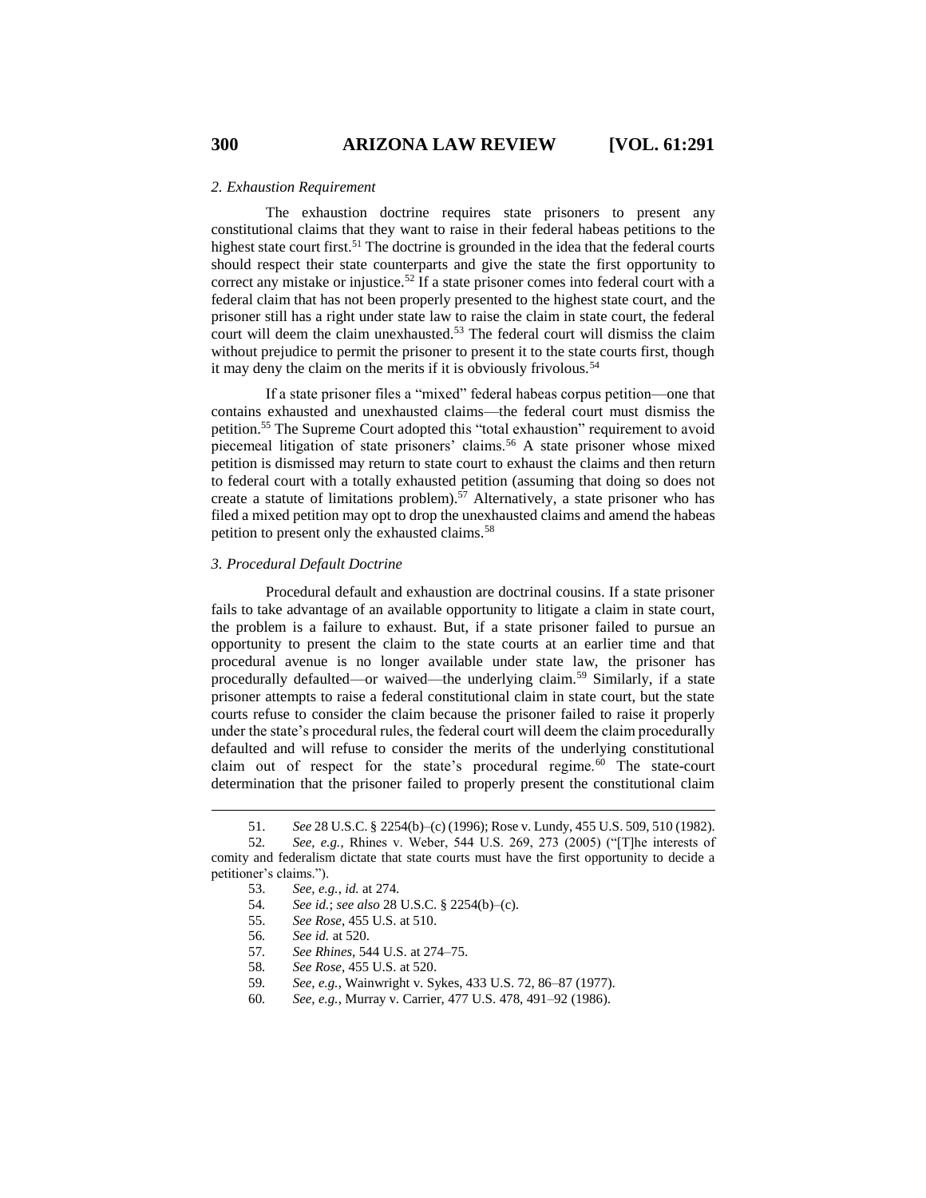#### *2. Exhaustion Requirement*

The exhaustion doctrine requires state prisoners to present any constitutional claims that they want to raise in their federal habeas petitions to the highest state court first.[51] The doctrine is grounded in the idea that the federal courts should respect their state counterparts and give the state the first opportunity to correct any mistake or injustice.[52] If a state prisoner comes into federal court with a federal claim that has not been properly presented to the highest state court, and the prisoner still has a right under state law to raise the claim in state court, the federal court will deem the claim unexhausted.[53] The federal court will dismiss the claim without prejudice to permit the prisoner to present it to the state courts first, though it may deny the claim on the merits if it is obviously frivolous.[54]

If a state prisoner files a "mixed" federal habeas corpus petition—one that contains exhausted and unexhausted claims—the federal court must dismiss the petition.[55] The Supreme Court adopted this "total exhaustion" requirement to avoid piecemeal litigation of state prisoners' claims.[56] A state prisoner whose mixed petition is dismissed may return to state court to exhaust the claims and then return to federal court with a totally exhausted petition (assuming that doing so does not create a statute of limitations problem).[57] Alternatively, a state prisoner who has filed a mixed petition may opt to drop the unexhausted claims and amend the habeas petition to present only the exhausted claims.[58]

#### *3. Procedural Default Doctrine*

Procedural default and exhaustion are doctrinal cousins. If a state prisoner fails to take advantage of an available opportunity to litigate a claim in state court, the problem is a failure to exhaust. But, if a state prisoner failed to pursue an opportunity to present the claim to the state courts at an earlier time and that procedural avenue is no longer available under state law, the prisoner has procedurally defaulted—or waived—the underlying claim.[59] Similarly, if a state prisoner attempts to raise a federal constitutional claim in state court, but the state courts refuse to consider the claim because the prisoner failed to raise it properly under the state's procedural rules, the federal court will deem the claim procedurally defaulted and will refuse to consider the merits of the underlying constitutional claim out of respect for the state's procedural regime.[60] The state-court determination that the prisoner failed to properly present the constitutional claim

---

51. *See* 28 U.S.C. § 2254(b)–(c) (1996); Rose v. Lundy, 455 U.S. 509, 510 (1982).

52. *See, e.g.*, Rhines v. Weber, 544 U.S. 269, 273 (2005) ("[T]he interests of comity and federalism dictate that state courts must have the first opportunity to decide a petitioner's claims.").

53. *See, e.g.*, *id.* at 274.

54. *See id.*; *see also* 28 U.S.C. § 2254(b)–(c).

55. *See Rose*, 455 U.S. at 510.

56. *See id.* at 520.

57. *See Rhines*, 544 U.S. at 274–75.

58. *See Rose*, 455 U.S. at 520.

59. *See, e.g.*, Wainwright v. Sykes, 433 U.S. 72, 86–87 (1977).

60. *See, e.g.*, Murray v. Carrier, 477 U.S. 478, 491–92 (1986).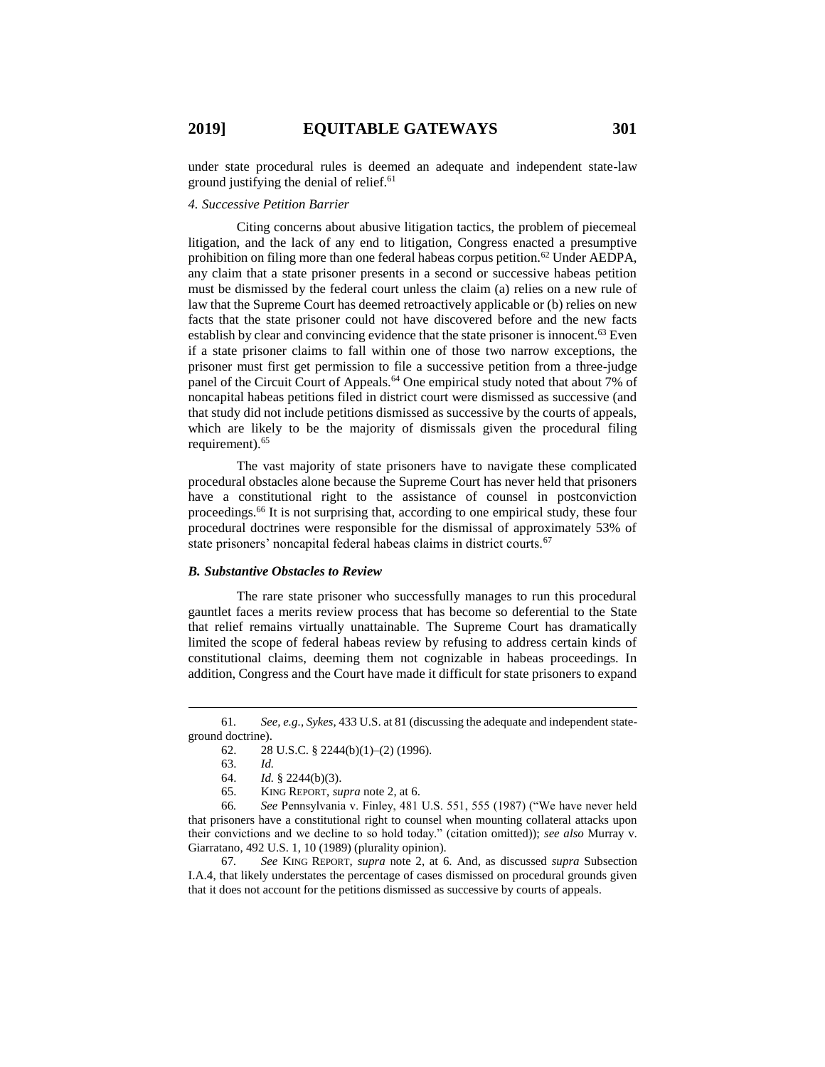under state procedural rules is deemed an adequate and independent state-law ground justifying the denial of relief.[61]

*4. Successive Petition Barrier*

Citing concerns about abusive litigation tactics, the problem of piecemeal litigation, and the lack of any end to litigation, Congress enacted a presumptive prohibition on filing more than one federal habeas corpus petition.[62] Under AEDPA, any claim that a state prisoner presents in a second or successive habeas petition must be dismissed by the federal court unless the claim (a) relies on a new rule of law that the Supreme Court has deemed retroactively applicable or (b) relies on new facts that the state prisoner could not have discovered before and the new facts establish by clear and convincing evidence that the state prisoner is innocent.[63] Even if a state prisoner claims to fall within one of those two narrow exceptions, the prisoner must first get permission to file a successive petition from a three-judge panel of the Circuit Court of Appeals.[64] One empirical study noted that about 7% of noncapital habeas petitions filed in district court were dismissed as successive (and that study did not include petitions dismissed as successive by the courts of appeals, which are likely to be the majority of dismissals given the procedural filing requirement).[65]

The vast majority of state prisoners have to navigate these complicated procedural obstacles alone because the Supreme Court has never held that prisoners have a constitutional right to the assistance of counsel in postconviction proceedings.[66] It is not surprising that, according to one empirical study, these four procedural doctrines were responsible for the dismissal of approximately 53% of state prisoners' noncapital federal habeas claims in district courts.[67]

### *B. Substantive Obstacles to Review*

The rare state prisoner who successfully manages to run this procedural gauntlet faces a merits review process that has become so deferential to the State that relief remains virtually unattainable. The Supreme Court has dramatically limited the scope of federal habeas review by refusing to address certain kinds of constitutional claims, deeming them not cognizable in habeas proceedings. In addition, Congress and the Court have made it difficult for state prisoners to expand

---

61. *See, e.g.*, *Sykes*, 433 U.S. at 81 (discussing the adequate and independent state-ground doctrine).

62. 28 U.S.C. § 2244(b)(1)–(2) (1996).

63. *Id.*

64. *Id.* § 2244(b)(3).

65. KING REPORT, *supra* note 2, at 6.

66. *See* Pennsylvania v. Finley, 481 U.S. 551, 555 (1987) ("We have never held that prisoners have a constitutional right to counsel when mounting collateral attacks upon their convictions and we decline to so hold today." (citation omitted)); *see also* Murray v. Giarratano, 492 U.S. 1, 10 (1989) (plurality opinion).

67. *See* KING REPORT, *supra* note 2, at 6. And, as discussed *supra* Subsection I.A.4, that likely understates the percentage of cases dismissed on procedural grounds given that it does not account for the petitions dismissed as successive by courts of appeals.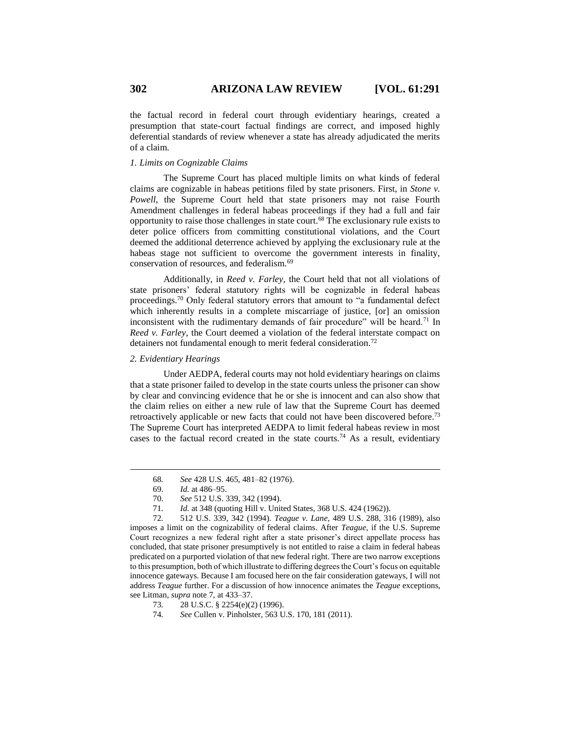the factual record in federal court through evidentiary hearings, created a presumption that state-court factual findings are correct, and imposed highly deferential standards of review whenever a state has already adjudicated the merits of a claim.

#### *1. Limits on Cognizable Claims*

The Supreme Court has placed multiple limits on what kinds of federal claims are cognizable in habeas petitions filed by state prisoners. First, in *Stone v. Powell*, the Supreme Court held that state prisoners may not raise Fourth Amendment challenges in federal habeas proceedings if they had a full and fair opportunity to raise those challenges in state court.[68] The exclusionary rule exists to deter police officers from committing constitutional violations, and the Court deemed the additional deterrence achieved by applying the exclusionary rule at the habeas stage not sufficient to overcome the government interests in finality, conservation of resources, and federalism.[69]

Additionally, in *Reed v. Farley*, the Court held that not all violations of state prisoners' federal statutory rights will be cognizable in federal habeas proceedings.[70] Only federal statutory errors that amount to "a fundamental defect which inherently results in a complete miscarriage of justice, [or] an omission inconsistent with the rudimentary demands of fair procedure" will be heard.[71] In *Reed v. Farley*, the Court deemed a violation of the federal interstate compact on detainers not fundamental enough to merit federal consideration.[72]

#### *2. Evidentiary Hearings*

Under AEDPA, federal courts may not hold evidentiary hearings on claims that a state prisoner failed to develop in the state courts unless the prisoner can show by clear and convincing evidence that he or she is innocent and can also show that the claim relies on either a new rule of law that the Supreme Court has deemed retroactively applicable or new facts that could not have been discovered before.[73] The Supreme Court has interpreted AEDPA to limit federal habeas review in most cases to the factual record created in the state courts.[74] As a result, evidentiary

---

68. *See* 428 U.S. 465, 481–82 (1976).

69. *Id.* at 486–95.

70. *See* 512 U.S. 339, 342 (1994).

71. *Id.* at 348 (quoting Hill v. United States, 368 U.S. 424 (1962)).

72. 512 U.S. 339, 342 (1994). *Teague v. Lane*, 489 U.S. 288, 316 (1989), also imposes a limit on the cognizability of federal claims. After *Teague*, if the U.S. Supreme Court recognizes a new federal right after a state prisoner's direct appellate process has concluded, that state prisoner presumptively is not entitled to raise a claim in federal habeas predicated on a purported violation of that new federal right. There are two narrow exceptions to this presumption, both of which illustrate to differing degrees the Court's focus on equitable innocence gateways. Because I am focused here on the fair consideration gateways, I will not address *Teague* further. For a discussion of how innocence animates the *Teague* exceptions, see Litman, *supra* note 7, at 433–37.

73. 28 U.S.C. § 2254(e)(2) (1996).

74. *See* Cullen v. Pinholster, 563 U.S. 170, 181 (2011).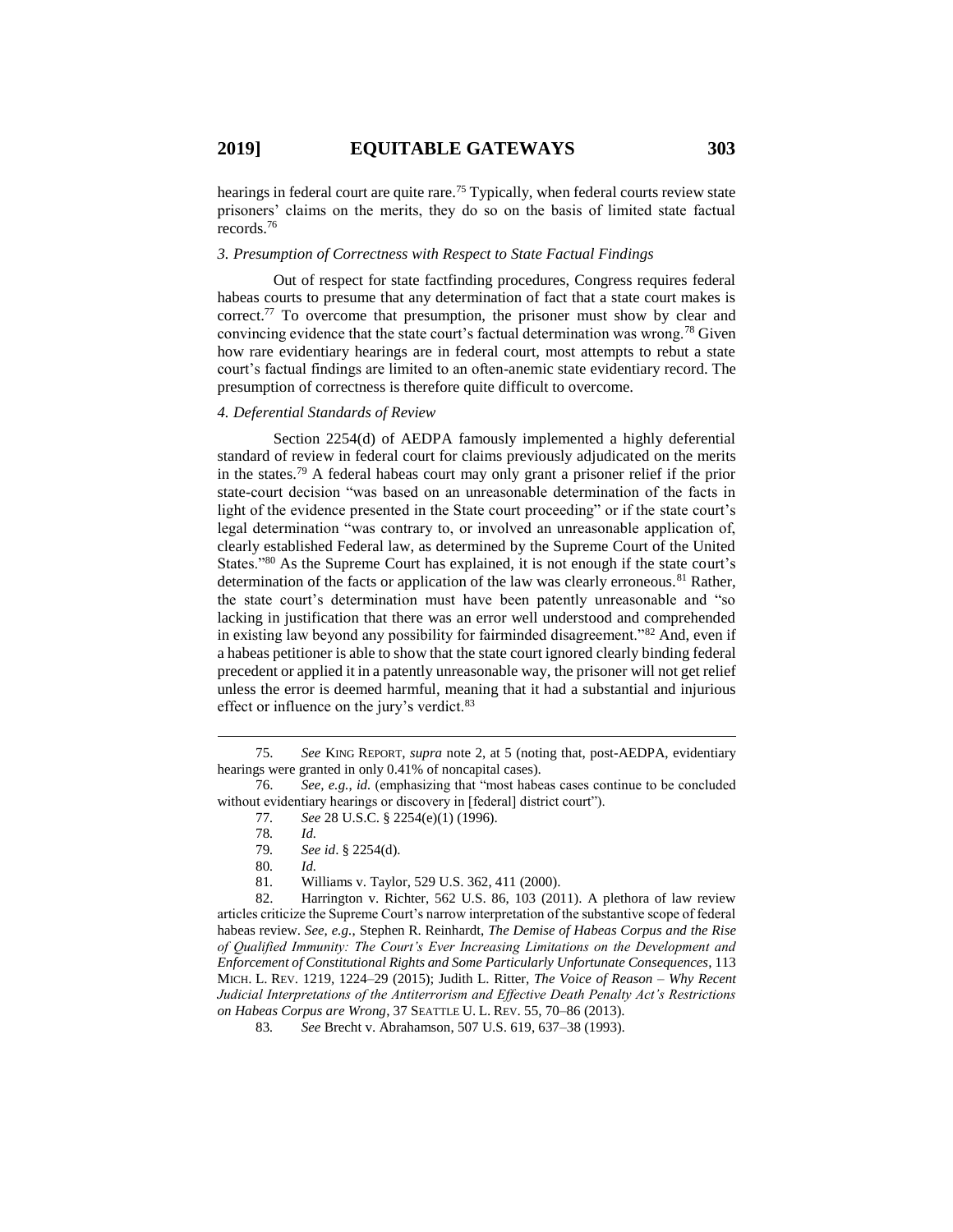hearings in federal court are quite rare.[75] Typically, when federal courts review state prisoners' claims on the merits, they do so on the basis of limited state factual records.[76]

### *3. Presumption of Correctness with Respect to State Factual Findings*

Out of respect for state factfinding procedures, Congress requires federal habeas courts to presume that any determination of fact that a state court makes is correct.[77] To overcome that presumption, the prisoner must show by clear and convincing evidence that the state court's factual determination was wrong.[78] Given how rare evidentiary hearings are in federal court, most attempts to rebut a state court's factual findings are limited to an often-anemic state evidentiary record. The presumption of correctness is therefore quite difficult to overcome.

### *4. Deferential Standards of Review*

Section 2254(d) of AEDPA famously implemented a highly deferential standard of review in federal court for claims previously adjudicated on the merits in the states.[79] A federal habeas court may only grant a prisoner relief if the prior state-court decision "was based on an unreasonable determination of the facts in light of the evidence presented in the State court proceeding" or if the state court's legal determination "was contrary to, or involved an unreasonable application of, clearly established Federal law, as determined by the Supreme Court of the United States."[80] As the Supreme Court has explained, it is not enough if the state court's determination of the facts or application of the law was clearly erroneous.[81] Rather, the state court's determination must have been patently unreasonable and "so lacking in justification that there was an error well understood and comprehended in existing law beyond any possibility for fairminded disagreement."[82] And, even if a habeas petitioner is able to show that the state court ignored clearly binding federal precedent or applied it in a patently unreasonable way, the prisoner will not get relief unless the error is deemed harmful, meaning that it had a substantial and injurious effect or influence on the jury's verdict.[83]

---

75. *See* KING REPORT, *supra* note 2, at 5 (noting that, post-AEDPA, evidentiary hearings were granted in only 0.41% of noncapital cases).

76. *See, e.g.*, *id.* (emphasizing that "most habeas cases continue to be concluded without evidentiary hearings or discovery in [federal] district court").

77. *See* 28 U.S.C. § 2254(e)(1) (1996).

78. *Id.*

79. *See id*. § 2254(d).

80. *Id.*

81. Williams v. Taylor, 529 U.S. 362, 411 (2000).

82. Harrington v. Richter, 562 U.S. 86, 103 (2011). A plethora of law review articles criticize the Supreme Court's narrow interpretation of the substantive scope of federal habeas review. *See, e.g.*, Stephen R. Reinhardt, *The Demise of Habeas Corpus and the Rise of Qualified Immunity: The Court's Ever Increasing Limitations on the Development and Enforcement of Constitutional Rights and Some Particularly Unfortunate Consequences*, 113 MICH. L. REV. 1219, 1224–29 (2015); Judith L. Ritter, *The Voice of Reason – Why Recent Judicial Interpretations of the Antiterrorism and Effective Death Penalty Act's Restrictions on Habeas Corpus are Wrong*, 37 SEATTLE U. L. REV. 55, 70–86 (2013).

83. *See* Brecht v. Abrahamson, 507 U.S. 619, 637–38 (1993).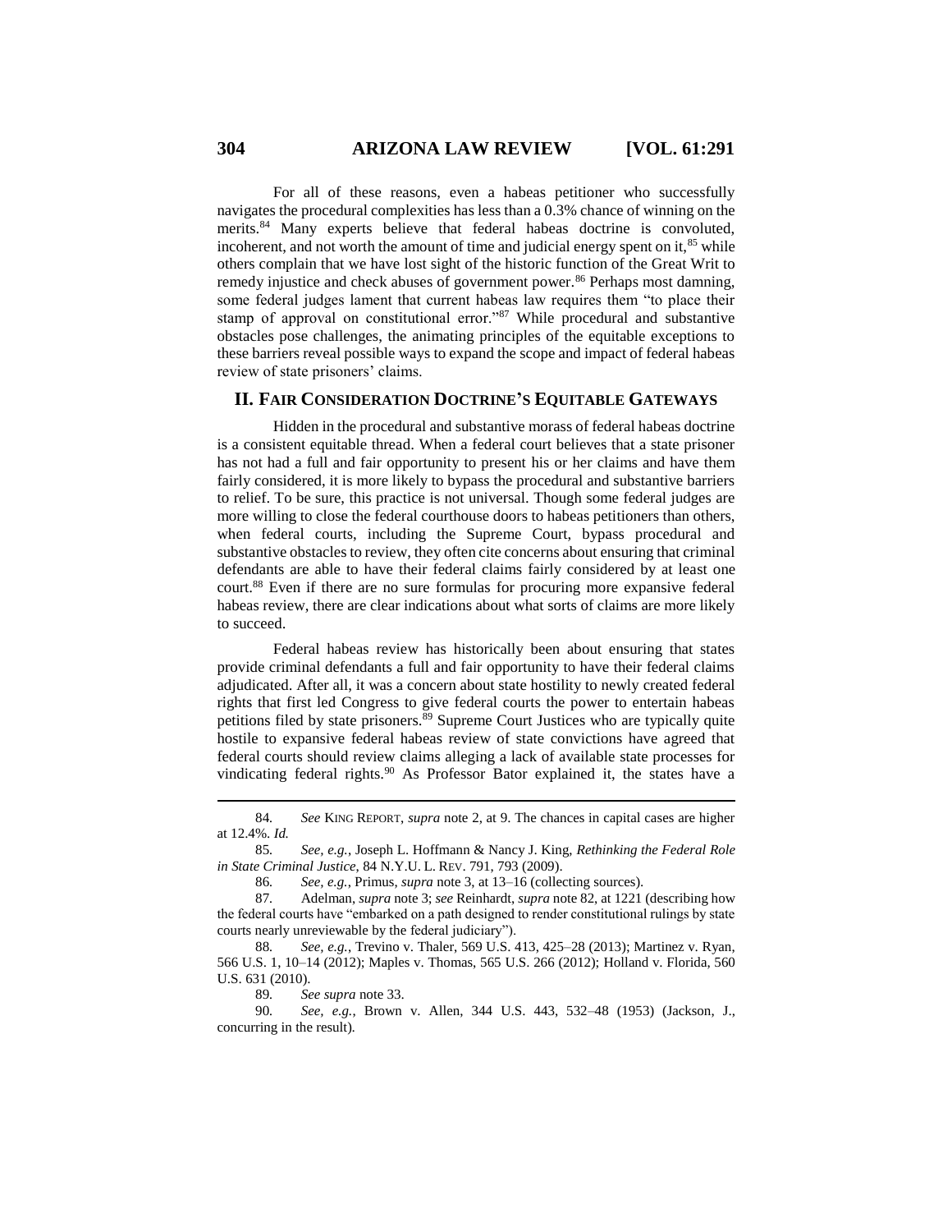For all of these reasons, even a habeas petitioner who successfully navigates the procedural complexities has less than a 0.3% chance of winning on the merits.[84] Many experts believe that federal habeas doctrine is convoluted, incoherent, and not worth the amount of time and judicial energy spent on it,[85] while others complain that we have lost sight of the historic function of the Great Writ to remedy injustice and check abuses of government power.[86] Perhaps most damning, some federal judges lament that current habeas law requires them "to place their stamp of approval on constitutional error."[87] While procedural and substantive obstacles pose challenges, the animating principles of the equitable exceptions to these barriers reveal possible ways to expand the scope and impact of federal habeas review of state prisoners' claims.

## II. FAIR CONSIDERATION DOCTRINE'S EQUITABLE GATEWAYS

Hidden in the procedural and substantive morass of federal habeas doctrine is a consistent equitable thread. When a federal court believes that a state prisoner has not had a full and fair opportunity to present his or her claims and have them fairly considered, it is more likely to bypass the procedural and substantive barriers to relief. To be sure, this practice is not universal. Though some federal judges are more willing to close the federal courthouse doors to habeas petitioners than others, when federal courts, including the Supreme Court, bypass procedural and substantive obstacles to review, they often cite concerns about ensuring that criminal defendants are able to have their federal claims fairly considered by at least one court.[88] Even if there are no sure formulas for procuring more expansive federal habeas review, there are clear indications about what sorts of claims are more likely to succeed.

Federal habeas review has historically been about ensuring that states provide criminal defendants a full and fair opportunity to have their federal claims adjudicated. After all, it was a concern about state hostility to newly created federal rights that first led Congress to give federal courts the power to entertain habeas petitions filed by state prisoners.[89] Supreme Court Justices who are typically quite hostile to expansive federal habeas review of state convictions have agreed that federal courts should review claims alleging a lack of available state processes for vindicating federal rights.[90] As Professor Bator explained it, the states have a

---

84. *See* KING REPORT, *supra* note 2, at 9. The chances in capital cases are higher at 12.4%. *Id.*

85. *See, e.g.*, Joseph L. Hoffmann & Nancy J. King, *Rethinking the Federal Role in State Criminal Justice*, 84 N.Y.U. L. REV. 791, 793 (2009).

86. *See, e.g.*, Primus, *supra* note 3, at 13–16 (collecting sources).

87. Adelman, *supra* note 3; *see* Reinhardt, *supra* note 82, at 1221 (describing how the federal courts have "embarked on a path designed to render constitutional rulings by state courts nearly unreviewable by the federal judiciary").

88. *See, e.g.*, Trevino v. Thaler, 569 U.S. 413, 425–28 (2013); Martinez v. Ryan, 566 U.S. 1, 10–14 (2012); Maples v. Thomas, 565 U.S. 266 (2012); Holland v. Florida, 560 U.S. 631 (2010).

89. *See supra* note 33.

90. *See, e.g.*, Brown v. Allen, 344 U.S. 443, 532–48 (1953) (Jackson, J., concurring in the result).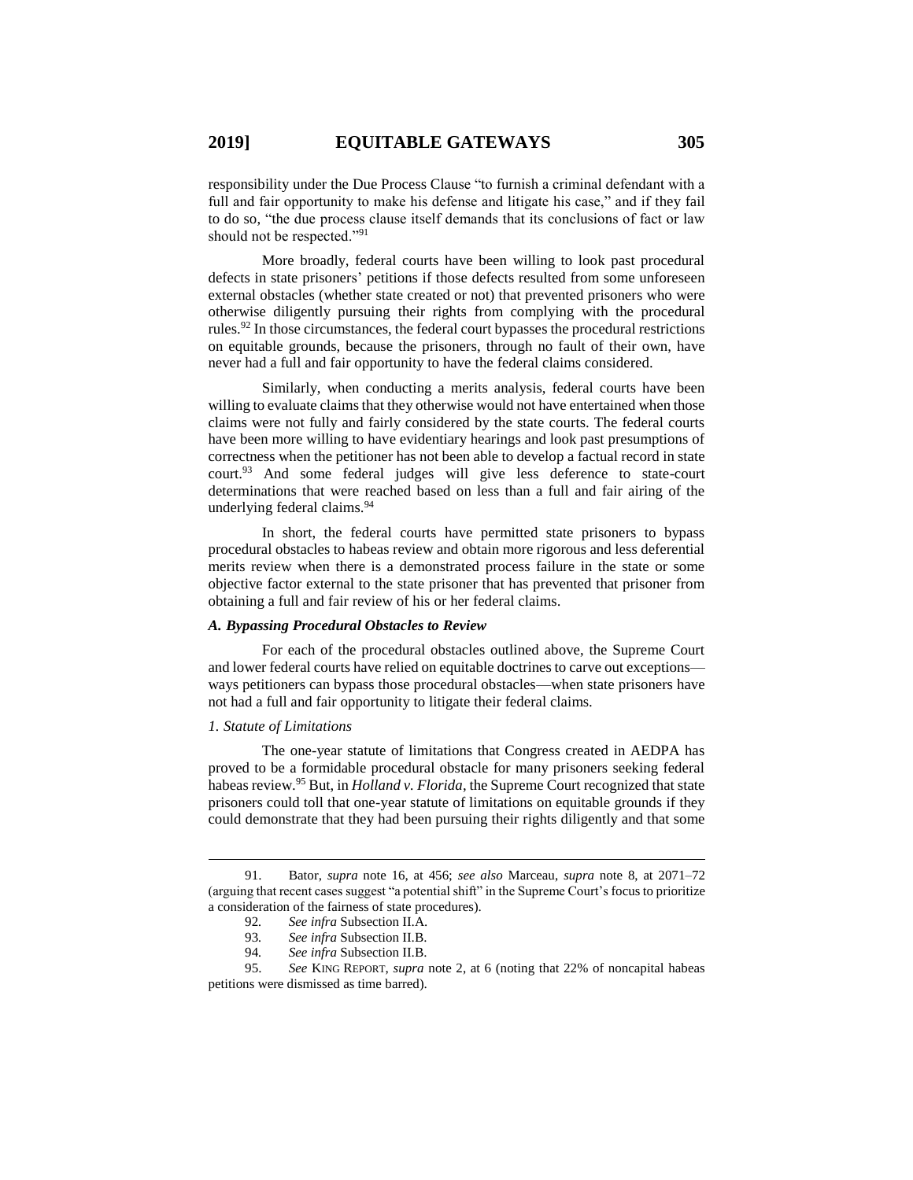responsibility under the Due Process Clause "to furnish a criminal defendant with a full and fair opportunity to make his defense and litigate his case," and if they fail to do so, "the due process clause itself demands that its conclusions of fact or law should not be respected."[91]

More broadly, federal courts have been willing to look past procedural defects in state prisoners' petitions if those defects resulted from some unforeseen external obstacles (whether state created or not) that prevented prisoners who were otherwise diligently pursuing their rights from complying with the procedural rules.[92] In those circumstances, the federal court bypasses the procedural restrictions on equitable grounds, because the prisoners, through no fault of their own, have never had a full and fair opportunity to have the federal claims considered.

Similarly, when conducting a merits analysis, federal courts have been willing to evaluate claims that they otherwise would not have entertained when those claims were not fully and fairly considered by the state courts. The federal courts have been more willing to have evidentiary hearings and look past presumptions of correctness when the petitioner has not been able to develop a factual record in state court.[93] And some federal judges will give less deference to state-court determinations that were reached based on less than a full and fair airing of the underlying federal claims.[94]

In short, the federal courts have permitted state prisoners to bypass procedural obstacles to habeas review and obtain more rigorous and less deferential merits review when there is a demonstrated process failure in the state or some objective factor external to the state prisoner that has prevented that prisoner from obtaining a full and fair review of his or her federal claims.

### *A. Bypassing Procedural Obstacles to Review*

For each of the procedural obstacles outlined above, the Supreme Court and lower federal courts have relied on equitable doctrines to carve out exceptions—ways petitioners can bypass those procedural obstacles—when state prisoners have not had a full and fair opportunity to litigate their federal claims.

#### *1. Statute of Limitations*

The one-year statute of limitations that Congress created in AEDPA has proved to be a formidable procedural obstacle for many prisoners seeking federal habeas review.[95] But, in *Holland v. Florida*, the Supreme Court recognized that state prisoners could toll that one-year statute of limitations on equitable grounds if they could demonstrate that they had been pursuing their rights diligently and that some

---

91. Bator, *supra* note 16, at 456; *see also* Marceau, *supra* note 8, at 2071–72 (arguing that recent cases suggest "a potential shift" in the Supreme Court's focus to prioritize a consideration of the fairness of state procedures).

92. *See infra* Subsection II.A.

93. *See infra* Subsection II.B.

94. *See infra* Subsection II.B.

95. *See* KING REPORT, *supra* note 2, at 6 (noting that 22% of noncapital habeas petitions were dismissed as time barred).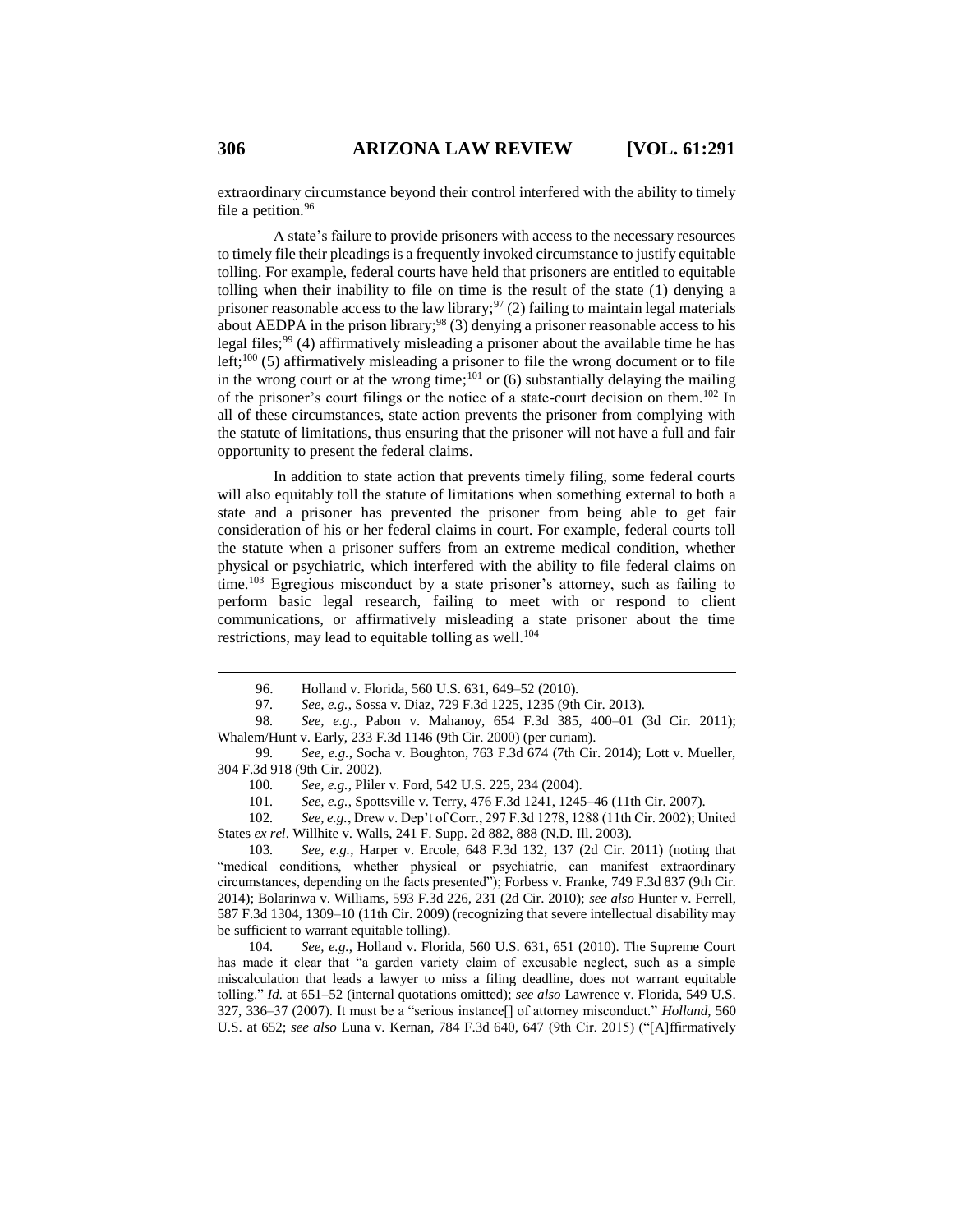extraordinary circumstance beyond their control interfered with the ability to timely file a petition.[96]

A state's failure to provide prisoners with access to the necessary resources to timely file their pleadings is a frequently invoked circumstance to justify equitable tolling. For example, federal courts have held that prisoners are entitled to equitable tolling when their inability to file on time is the result of the state (1) denying a prisoner reasonable access to the law library;[97] (2) failing to maintain legal materials about AEDPA in the prison library;[98] (3) denying a prisoner reasonable access to his legal files;[99] (4) affirmatively misleading a prisoner about the available time he has left;[100] (5) affirmatively misleading a prisoner to file the wrong document or to file in the wrong court or at the wrong time;[101] or (6) substantially delaying the mailing of the prisoner's court filings or the notice of a state-court decision on them.[102] In all of these circumstances, state action prevents the prisoner from complying with the statute of limitations, thus ensuring that the prisoner will not have a full and fair opportunity to present the federal claims.

In addition to state action that prevents timely filing, some federal courts will also equitably toll the statute of limitations when something external to both a state and a prisoner has prevented the prisoner from being able to get fair consideration of his or her federal claims in court. For example, federal courts toll the statute when a prisoner suffers from an extreme medical condition, whether physical or psychiatric, which interfered with the ability to file federal claims on time.[103] Egregious misconduct by a state prisoner's attorney, such as failing to perform basic legal research, failing to meet with or respond to client communications, or affirmatively misleading a state prisoner about the time restrictions, may lead to equitable tolling as well.[104]

---

96. Holland v. Florida, 560 U.S. 631, 649–52 (2010).

97. *See, e.g.*, Sossa v. Diaz, 729 F.3d 1225, 1235 (9th Cir. 2013).

98. *See, e.g.*, Pabon v. Mahanoy, 654 F.3d 385, 400–01 (3d Cir. 2011); Whalem/Hunt v. Early, 233 F.3d 1146 (9th Cir. 2000) (per curiam).

99. *See, e.g.*, Socha v. Boughton, 763 F.3d 674 (7th Cir. 2014); Lott v. Mueller, 304 F.3d 918 (9th Cir. 2002).

100. *See, e.g.*, Pliler v. Ford, 542 U.S. 225, 234 (2004).

101. *See, e.g.*, Spottsville v. Terry, 476 F.3d 1241, 1245–46 (11th Cir. 2007).

102. *See, e.g.*, Drew v. Dep't of Corr., 297 F.3d 1278, 1288 (11th Cir. 2002); United States *ex rel*. Willhite v. Walls, 241 F. Supp. 2d 882, 888 (N.D. Ill. 2003).

103. *See, e.g.*, Harper v. Ercole, 648 F.3d 132, 137 (2d Cir. 2011) (noting that "medical conditions, whether physical or psychiatric, can manifest extraordinary circumstances, depending on the facts presented"); Forbess v. Franke, 749 F.3d 837 (9th Cir. 2014); Bolarinwa v. Williams, 593 F.3d 226, 231 (2d Cir. 2010); *see also* Hunter v. Ferrell, 587 F.3d 1304, 1309–10 (11th Cir. 2009) (recognizing that severe intellectual disability may be sufficient to warrant equitable tolling).

104. *See, e.g.*, Holland v. Florida, 560 U.S. 631, 651 (2010). The Supreme Court has made it clear that "a garden variety claim of excusable neglect, such as a simple miscalculation that leads a lawyer to miss a filing deadline, does not warrant equitable tolling." *Id.* at 651–52 (internal quotations omitted); *see also* Lawrence v. Florida, 549 U.S. 327, 336–37 (2007). It must be a "serious instance[] of attorney misconduct." *Holland*, 560 U.S. at 652; *see also* Luna v. Kernan, 784 F.3d 640, 647 (9th Cir. 2015) ("[A]ffirmatively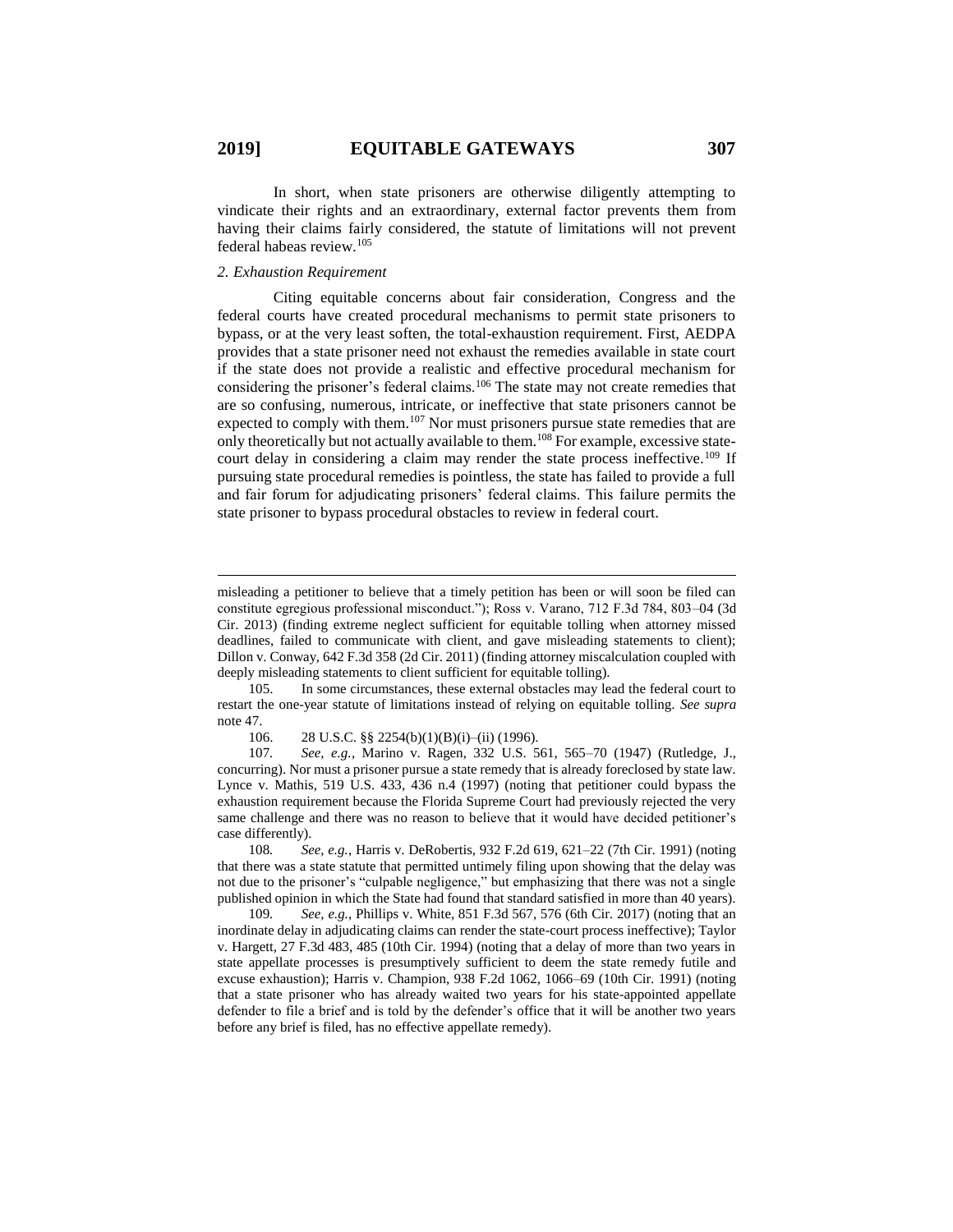In short, when state prisoners are otherwise diligently attempting to vindicate their rights and an extraordinary, external factor prevents them from having their claims fairly considered, the statute of limitations will not prevent federal habeas review.[105]

### *2. Exhaustion Requirement*

Citing equitable concerns about fair consideration, Congress and the federal courts have created procedural mechanisms to permit state prisoners to bypass, or at the very least soften, the total-exhaustion requirement. First, AEDPA provides that a state prisoner need not exhaust the remedies available in state court if the state does not provide a realistic and effective procedural mechanism for considering the prisoner's federal claims.[106] The state may not create remedies that are so confusing, numerous, intricate, or ineffective that state prisoners cannot be expected to comply with them.[107] Nor must prisoners pursue state remedies that are only theoretically but not actually available to them.[108] For example, excessive state-court delay in considering a claim may render the state process ineffective.[109] If pursuing state procedural remedies is pointless, the state has failed to provide a full and fair forum for adjudicating prisoners' federal claims. This failure permits the state prisoner to bypass procedural obstacles to review in federal court.

---

misleading a petitioner to believe that a timely petition has been or will soon be filed can constitute egregious professional misconduct."); Ross v. Varano, 712 F.3d 784, 803–04 (3d Cir. 2013) (finding extreme neglect sufficient for equitable tolling when attorney missed deadlines, failed to communicate with client, and gave misleading statements to client); Dillon v. Conway, 642 F.3d 358 (2d Cir. 2011) (finding attorney miscalculation coupled with deeply misleading statements to client sufficient for equitable tolling).

105. In some circumstances, these external obstacles may lead the federal court to restart the one-year statute of limitations instead of relying on equitable tolling. *See supra* note 47.

106. 28 U.S.C. §§ 2254(b)(1)(B)(i)–(ii) (1996).

107. *See, e.g.*, Marino v. Ragen, 332 U.S. 561, 565–70 (1947) (Rutledge, J., concurring). Nor must a prisoner pursue a state remedy that is already foreclosed by state law. Lynce v. Mathis, 519 U.S. 433, 436 n.4 (1997) (noting that petitioner could bypass the exhaustion requirement because the Florida Supreme Court had previously rejected the very same challenge and there was no reason to believe that it would have decided petitioner's case differently).

108. *See, e.g.*, Harris v. DeRobertis, 932 F.2d 619, 621–22 (7th Cir. 1991) (noting that there was a state statute that permitted untimely filing upon showing that the delay was not due to the prisoner's "culpable negligence," but emphasizing that there was not a single published opinion in which the State had found that standard satisfied in more than 40 years).

109. *See, e.g.*, Phillips v. White, 851 F.3d 567, 576 (6th Cir. 2017) (noting that an inordinate delay in adjudicating claims can render the state-court process ineffective); Taylor v. Hargett, 27 F.3d 483, 485 (10th Cir. 1994) (noting that a delay of more than two years in state appellate processes is presumptively sufficient to deem the state remedy futile and excuse exhaustion); Harris v. Champion, 938 F.2d 1062, 1066–69 (10th Cir. 1991) (noting that a state prisoner who has already waited two years for his state-appointed appellate defender to file a brief and is told by the defender's office that it will be another two years before any brief is filed, has no effective appellate remedy).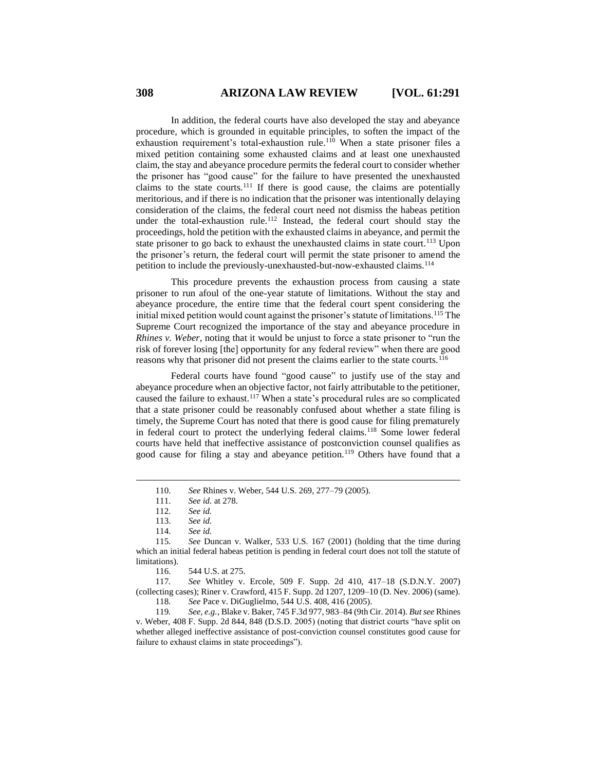In addition, the federal courts have also developed the stay and abeyance procedure, which is grounded in equitable principles, to soften the impact of the exhaustion requirement's total-exhaustion rule.[110] When a state prisoner files a mixed petition containing some exhausted claims and at least one unexhausted claim, the stay and abeyance procedure permits the federal court to consider whether the prisoner has "good cause" for the failure to have presented the unexhausted claims to the state courts.[111] If there is good cause, the claims are potentially meritorious, and if there is no indication that the prisoner was intentionally delaying consideration of the claims, the federal court need not dismiss the habeas petition under the total-exhaustion rule.[112] Instead, the federal court should stay the proceedings, hold the petition with the exhausted claims in abeyance, and permit the state prisoner to go back to exhaust the unexhausted claims in state court.[113] Upon the prisoner's return, the federal court will permit the state prisoner to amend the petition to include the previously-unexhausted-but-now-exhausted claims.[114]

This procedure prevents the exhaustion process from causing a state prisoner to run afoul of the one-year statute of limitations. Without the stay and abeyance procedure, the entire time that the federal court spent considering the initial mixed petition would count against the prisoner's statute of limitations.[115] The Supreme Court recognized the importance of the stay and abeyance procedure in *Rhines v. Weber*, noting that it would be unjust to force a state prisoner to "run the risk of forever losing [the] opportunity for any federal review" when there are good reasons why that prisoner did not present the claims earlier to the state courts.[116]

Federal courts have found "good cause" to justify use of the stay and abeyance procedure when an objective factor, not fairly attributable to the petitioner, caused the failure to exhaust.[117] When a state's procedural rules are so complicated that a state prisoner could be reasonably confused about whether a state filing is timely, the Supreme Court has noted that there is good cause for filing prematurely in federal court to protect the underlying federal claims.[118] Some lower federal courts have held that ineffective assistance of postconviction counsel qualifies as good cause for filing a stay and abeyance petition.[119] Others have found that a

---

110. *See* Rhines v. Weber, 544 U.S. 269, 277–79 (2005).

111. *See id.* at 278.

112. *See id.*

113. *See id.*

114. *See id.*

115. *See* Duncan v. Walker, 533 U.S. 167 (2001) (holding that the time during which an initial federal habeas petition is pending in federal court does not toll the statute of limitations).

116. 544 U.S. at 275.

117. *See* Whitley v. Ercole, 509 F. Supp. 2d 410, 417–18 (S.D.N.Y. 2007) (collecting cases); Riner v. Crawford, 415 F. Supp. 2d 1207, 1209–10 (D. Nev. 2006) (same).

118. *See* Pace v. DiGuglielmo, 544 U.S. 408, 416 (2005).

119. *See, e.g.*, Blake v. Baker, 745 F.3d 977, 983–84 (9th Cir. 2014). *But see* Rhines v. Weber, 408 F. Supp. 2d 844, 848 (D.S.D. 2005) (noting that district courts "have split on whether alleged ineffective assistance of post-conviction counsel constitutes good cause for failure to exhaust claims in state proceedings").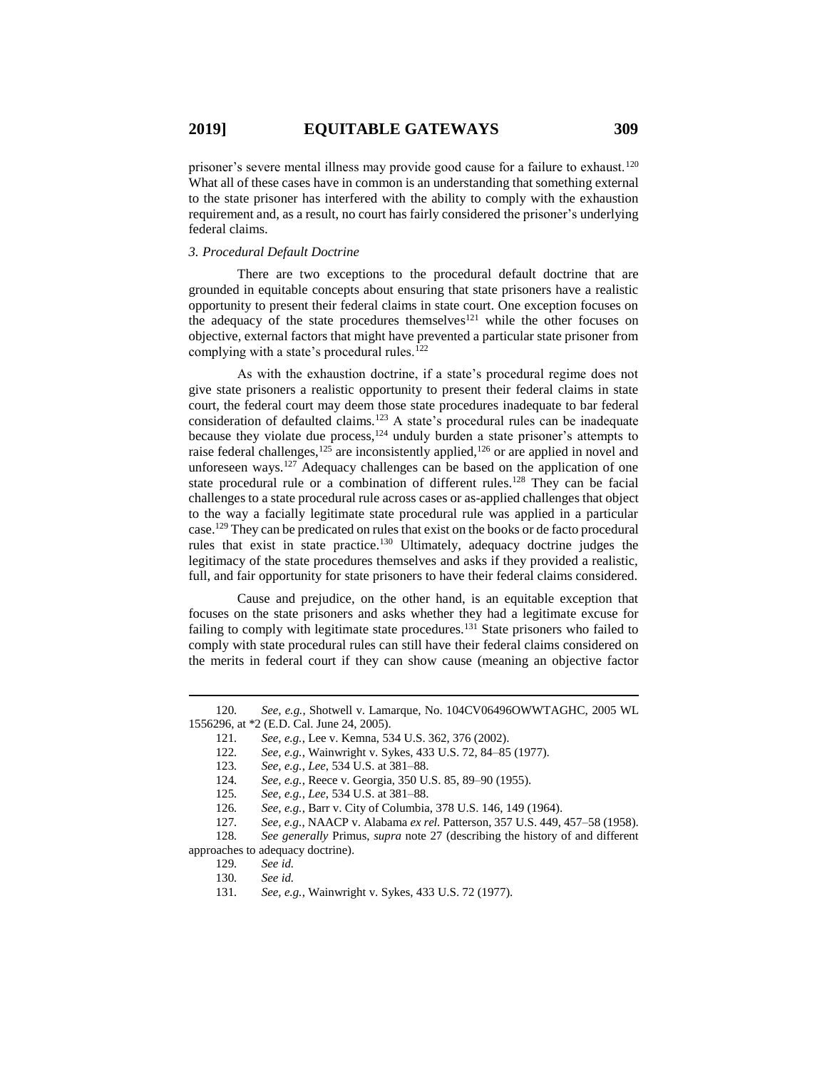prisoner's severe mental illness may provide good cause for a failure to exhaust.[120] What all of these cases have in common is an understanding that something external to the state prisoner has interfered with the ability to comply with the exhaustion requirement and, as a result, no court has fairly considered the prisoner's underlying federal claims.

*3. Procedural Default Doctrine*

There are two exceptions to the procedural default doctrine that are grounded in equitable concepts about ensuring that state prisoners have a realistic opportunity to present their federal claims in state court. One exception focuses on the adequacy of the state procedures themselves[121] while the other focuses on objective, external factors that might have prevented a particular state prisoner from complying with a state's procedural rules.[122]

As with the exhaustion doctrine, if a state's procedural regime does not give state prisoners a realistic opportunity to present their federal claims in state court, the federal court may deem those state procedures inadequate to bar federal consideration of defaulted claims.[123] A state's procedural rules can be inadequate because they violate due process,[124] unduly burden a state prisoner's attempts to raise federal challenges,[125] are inconsistently applied,[126] or are applied in novel and unforeseen ways.[127] Adequacy challenges can be based on the application of one state procedural rule or a combination of different rules.[128] They can be facial challenges to a state procedural rule across cases or as-applied challenges that object to the way a facially legitimate state procedural rule was applied in a particular case.[129] They can be predicated on rules that exist on the books or de facto procedural rules that exist in state practice.[130] Ultimately, adequacy doctrine judges the legitimacy of the state procedures themselves and asks if they provided a realistic, full, and fair opportunity for state prisoners to have their federal claims considered.

Cause and prejudice, on the other hand, is an equitable exception that focuses on the state prisoners and asks whether they had a legitimate excuse for failing to comply with legitimate state procedures.[131] State prisoners who failed to comply with state procedural rules can still have their federal claims considered on the merits in federal court if they can show cause (meaning an objective factor

---

120. *See, e.g.*, Shotwell v. Lamarque, No. 104CV06496OWWTAGHC, 2005 WL 1556296, at *2 (E.D. Cal. June 24, 2005).

121. *See, e.g.*, Lee v. Kemna, 534 U.S. 362, 376 (2002).

122. *See, e.g.*, Wainwright v. Sykes, 433 U.S. 72, 84–85 (1977).

123. *See, e.g.*, *Lee*, 534 U.S. at 381–88.

124. *See, e.g.*, Reece v. Georgia, 350 U.S. 85, 89–90 (1955).

125. *See, e.g.*, *Lee*, 534 U.S. at 381–88.

126. *See, e.g.*, Barr v. City of Columbia, 378 U.S. 146, 149 (1964).

127. *See, e.g.*, NAACP v. Alabama *ex rel.* Patterson, 357 U.S. 449, 457–58 (1958).

128. *See generally* Primus, *supra* note 27 (describing the history of and different approaches to adequacy doctrine).

129. *See id.*

130. *See id.*

131. *See, e.g.*, Wainwright v. Sykes, 433 U.S. 72 (1977).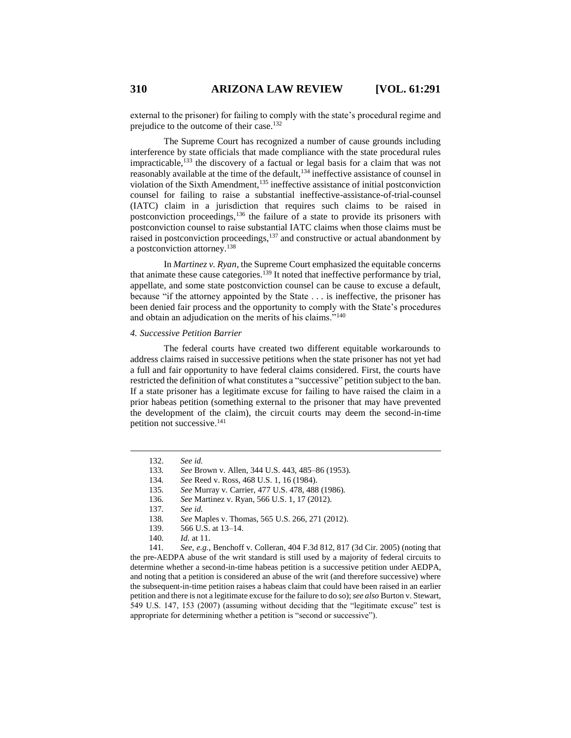external to the prisoner) for failing to comply with the state's procedural regime and prejudice to the outcome of their case.[132]

The Supreme Court has recognized a number of cause grounds including interference by state officials that made compliance with the state procedural rules impracticable,[133] the discovery of a factual or legal basis for a claim that was not reasonably available at the time of the default,[134] ineffective assistance of counsel in violation of the Sixth Amendment,[135] ineffective assistance of initial postconviction counsel for failing to raise a substantial ineffective-assistance-of-trial-counsel (IATC) claim in a jurisdiction that requires such claims to be raised in postconviction proceedings,[136] the failure of a state to provide its prisoners with postconviction counsel to raise substantial IATC claims when those claims must be raised in postconviction proceedings,[137] and constructive or actual abandonment by a postconviction attorney.[138]

In *Martinez v. Ryan*, the Supreme Court emphasized the equitable concerns that animate these cause categories.[139] It noted that ineffective performance by trial, appellate, and some state postconviction counsel can be cause to excuse a default, because "if the attorney appointed by the State . . . is ineffective, the prisoner has been denied fair process and the opportunity to comply with the State's procedures and obtain an adjudication on the merits of his claims."[140]

#### *4. Successive Petition Barrier*

The federal courts have created two different equitable workarounds to address claims raised in successive petitions when the state prisoner has not yet had a full and fair opportunity to have federal claims considered. First, the courts have restricted the definition of what constitutes a "successive" petition subject to the ban. If a state prisoner has a legitimate excuse for failing to have raised the claim in a prior habeas petition (something external to the prisoner that may have prevented the development of the claim), the circuit courts may deem the second-in-time petition not successive.[141]

---

132. *See id.*

133. *See* Brown v. Allen, 344 U.S. 443, 485–86 (1953).

134. *See* Reed v. Ross, 468 U.S. 1, 16 (1984).

135. *See* Murray v. Carrier, 477 U.S. 478, 488 (1986).

136. *See* Martinez v. Ryan, 566 U.S. 1, 17 (2012).

137. *See id.*

138. *See* Maples v. Thomas, 565 U.S. 266, 271 (2012).

139. 566 U.S. at 13–14.

140. *Id.* at 11.

141. *See, e.g.*, Benchoff v. Colleran, 404 F.3d 812, 817 (3d Cir. 2005) (noting that the pre-AEDPA abuse of the writ standard is still used by a majority of federal circuits to determine whether a second-in-time habeas petition is a successive petition under AEDPA, and noting that a petition is considered an abuse of the writ (and therefore successive) where the subsequent-in-time petition raises a habeas claim that could have been raised in an earlier petition and there is not a legitimate excuse for the failure to do so); *see also* Burton v. Stewart, 549 U.S. 147, 153 (2007) (assuming without deciding that the "legitimate excuse" test is appropriate for determining whether a petition is "second or successive").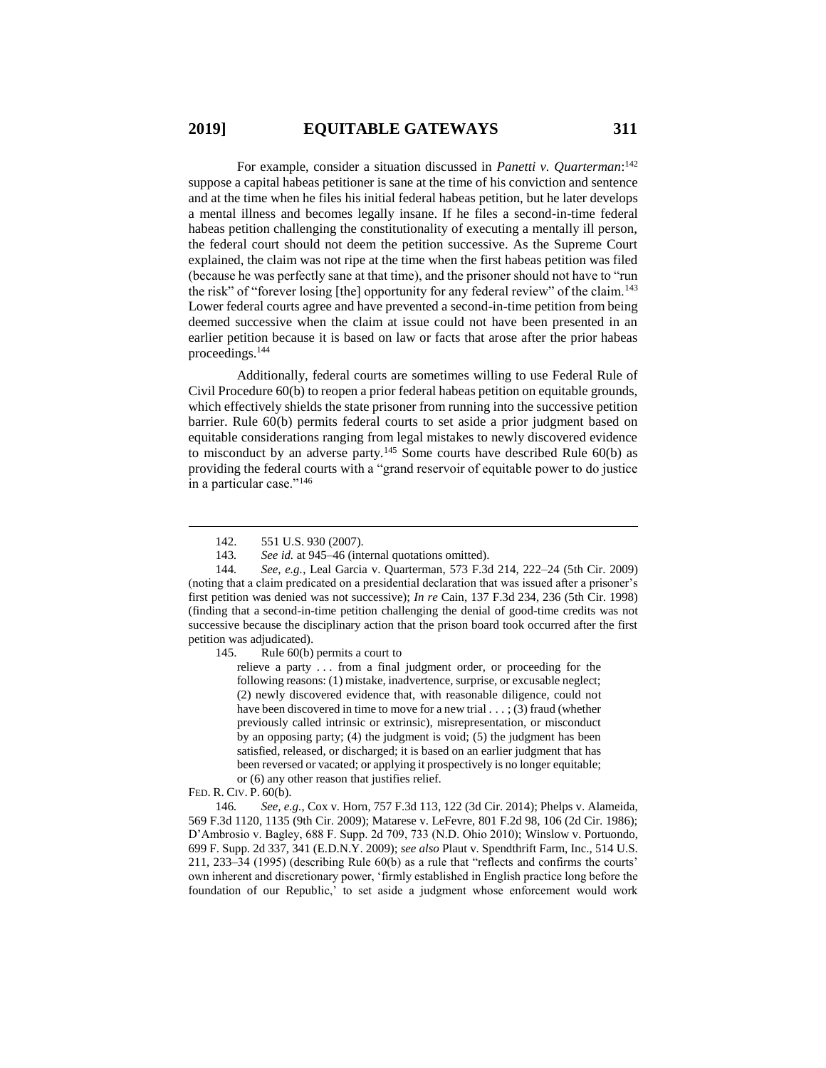For example, consider a situation discussed in *Panetti v. Quarterman*:[142] suppose a capital habeas petitioner is sane at the time of his conviction and sentence and at the time when he files his initial federal habeas petition, but he later develops a mental illness and becomes legally insane. If he files a second-in-time federal habeas petition challenging the constitutionality of executing a mentally ill person, the federal court should not deem the petition successive. As the Supreme Court explained, the claim was not ripe at the time when the first habeas petition was filed (because he was perfectly sane at that time), and the prisoner should not have to "run the risk" of "forever losing [the] opportunity for any federal review" of the claim.[143] Lower federal courts agree and have prevented a second-in-time petition from being deemed successive when the claim at issue could not have been presented in an earlier petition because it is based on law or facts that arose after the prior habeas proceedings.[144]

Additionally, federal courts are sometimes willing to use Federal Rule of Civil Procedure 60(b) to reopen a prior federal habeas petition on equitable grounds, which effectively shields the state prisoner from running into the successive petition barrier. Rule 60(b) permits federal courts to set aside a prior judgment based on equitable considerations ranging from legal mistakes to newly discovered evidence to misconduct by an adverse party.[145] Some courts have described Rule 60(b) as providing the federal courts with a "grand reservoir of equitable power to do justice in a particular case."[146]

---

142. 551 U.S. 930 (2007).

143. *See id.* at 945–46 (internal quotations omitted).

144. *See, e.g.*, Leal Garcia v. Quarterman, 573 F.3d 214, 222–24 (5th Cir. 2009) (noting that a claim predicated on a presidential declaration that was issued after a prisoner's first petition was denied was not successive); *In re* Cain, 137 F.3d 234, 236 (5th Cir. 1998) (finding that a second-in-time petition challenging the denial of good-time credits was not successive because the disciplinary action that the prison board took occurred after the first petition was adjudicated).

145. Rule 60(b) permits a court to

> relieve a party . . . from a final judgment order, or proceeding for the following reasons: (1) mistake, inadvertence, surprise, or excusable neglect; (2) newly discovered evidence that, with reasonable diligence, could not have been discovered in time to move for a new trial . . . ; (3) fraud (whether previously called intrinsic or extrinsic), misrepresentation, or misconduct by an opposing party; (4) the judgment is void; (5) the judgment has been satisfied, released, or discharged; it is based on an earlier judgment that has been reversed or vacated; or applying it prospectively is no longer equitable; or (6) any other reason that justifies relief.

FED. R. CIV. P. 60(b).

146. *See, e.g.*, Cox v. Horn, 757 F.3d 113, 122 (3d Cir. 2014); Phelps v. Alameida, 569 F.3d 1120, 1135 (9th Cir. 2009); Matarese v. LeFevre, 801 F.2d 98, 106 (2d Cir. 1986); D'Ambrosio v. Bagley, 688 F. Supp. 2d 709, 733 (N.D. Ohio 2010); Winslow v. Portuondo, 699 F. Supp. 2d 337, 341 (E.D.N.Y. 2009); *see also* Plaut v. Spendthrift Farm, Inc., 514 U.S. 211, 233–34 (1995) (describing Rule 60(b) as a rule that "reflects and confirms the courts' own inherent and discretionary power, 'firmly established in English practice long before the foundation of our Republic,' to set aside a judgment whose enforcement would work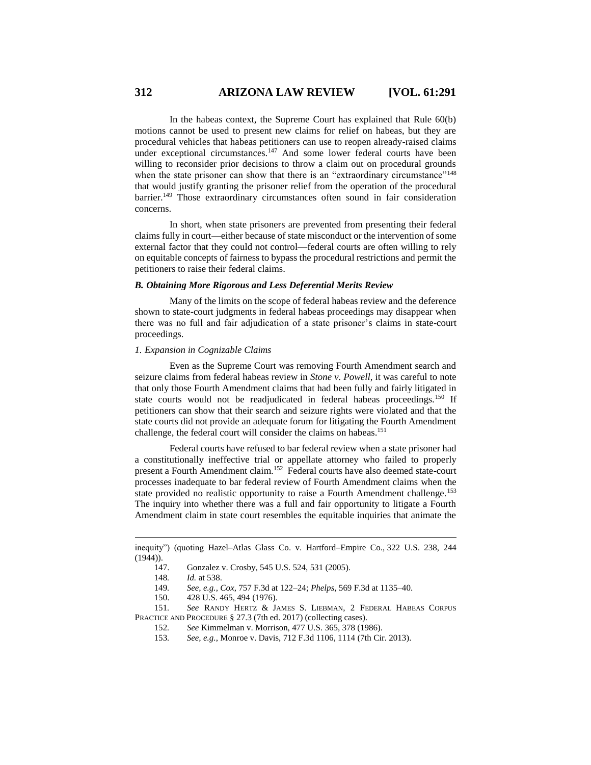In the habeas context, the Supreme Court has explained that Rule 60(b) motions cannot be used to present new claims for relief on habeas, but they are procedural vehicles that habeas petitioners can use to reopen already-raised claims under exceptional circumstances.[147] And some lower federal courts have been willing to reconsider prior decisions to throw a claim out on procedural grounds when the state prisoner can show that there is an "extraordinary circumstance"[148] that would justify granting the prisoner relief from the operation of the procedural barrier.[149] Those extraordinary circumstances often sound in fair consideration concerns.

In short, when state prisoners are prevented from presenting their federal claims fully in court—either because of state misconduct or the intervention of some external factor that they could not control—federal courts are often willing to rely on equitable concepts of fairness to bypass the procedural restrictions and permit the petitioners to raise their federal claims.

### *B. Obtaining More Rigorous and Less Deferential Merits Review*

Many of the limits on the scope of federal habeas review and the deference shown to state-court judgments in federal habeas proceedings may disappear when there was no full and fair adjudication of a state prisoner's claims in state-court proceedings.

#### *1. Expansion in Cognizable Claims*

Even as the Supreme Court was removing Fourth Amendment search and seizure claims from federal habeas review in *Stone v. Powell*, it was careful to note that only those Fourth Amendment claims that had been fully and fairly litigated in state courts would not be readjudicated in federal habeas proceedings.[150] If petitioners can show that their search and seizure rights were violated and that the state courts did not provide an adequate forum for litigating the Fourth Amendment challenge, the federal court will consider the claims on habeas.[151]

Federal courts have refused to bar federal review when a state prisoner had a constitutionally ineffective trial or appellate attorney who failed to properly present a Fourth Amendment claim.[152] Federal courts have also deemed state-court processes inadequate to bar federal review of Fourth Amendment claims when the state provided no realistic opportunity to raise a Fourth Amendment challenge.[153] The inquiry into whether there was a full and fair opportunity to litigate a Fourth Amendment claim in state court resembles the equitable inquiries that animate the

---

inequity") (quoting Hazel–Atlas Glass Co. v. Hartford–Empire Co., 322 U.S. 238, 244 (1944)).

147. Gonzalez v. Crosby, 545 U.S. 524, 531 (2005).

148. *Id.* at 538.

149. *See, e.g.*, *Cox*, 757 F.3d at 122–24; *Phelps*, 569 F.3d at 1135–40.

150. 428 U.S. 465, 494 (1976).

151. *See* RANDY HERTZ & JAMES S. LIEBMAN, 2 FEDERAL HABEAS CORPUS PRACTICE AND PROCEDURE § 27.3 (7th ed. 2017) (collecting cases).

152. *See* Kimmelman v. Morrison, 477 U.S. 365, 378 (1986).

153. *See, e.g.*, Monroe v. Davis, 712 F.3d 1106, 1114 (7th Cir. 2013).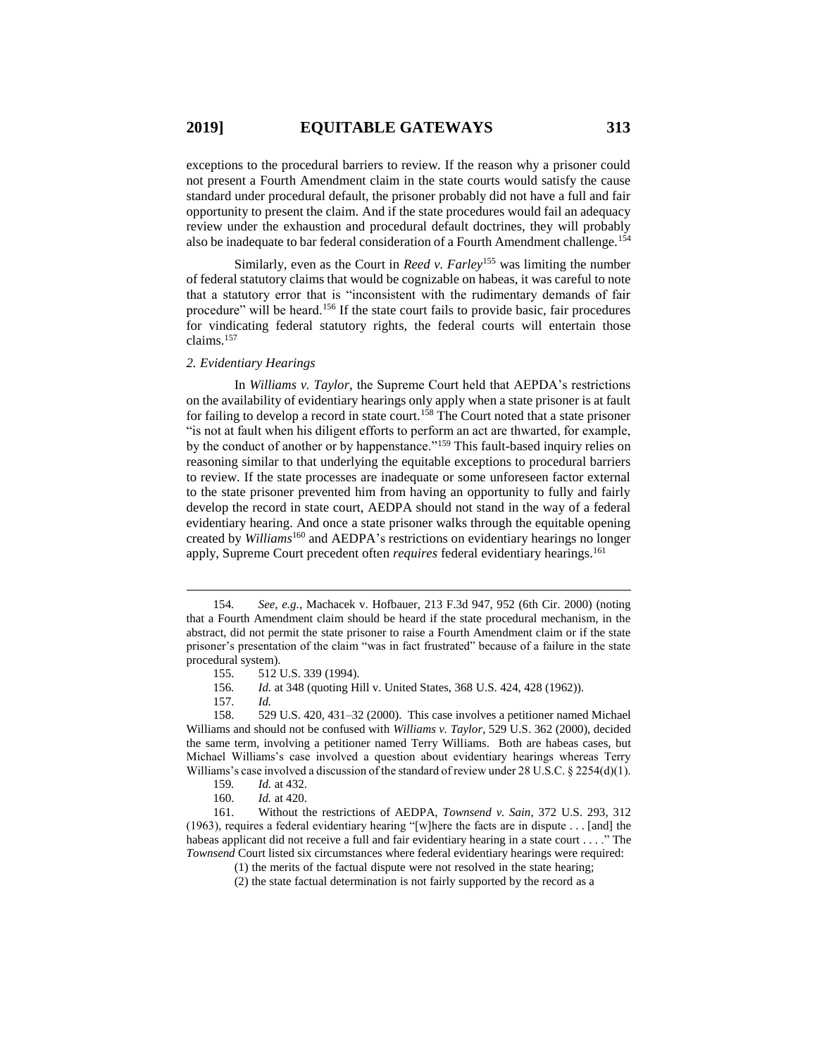exceptions to the procedural barriers to review. If the reason why a prisoner could not present a Fourth Amendment claim in the state courts would satisfy the cause standard under procedural default, the prisoner probably did not have a full and fair opportunity to present the claim. And if the state procedures would fail an adequacy review under the exhaustion and procedural default doctrines, they will probably also be inadequate to bar federal consideration of a Fourth Amendment challenge.[154]

Similarly, even as the Court in *Reed v. Farley*[155] was limiting the number of federal statutory claims that would be cognizable on habeas, it was careful to note that a statutory error that is "inconsistent with the rudimentary demands of fair procedure" will be heard.[156] If the state court fails to provide basic, fair procedures for vindicating federal statutory rights, the federal courts will entertain those claims.[157]

### *2. Evidentiary Hearings*

In *Williams v. Taylor*, the Supreme Court held that AEPDA's restrictions on the availability of evidentiary hearings only apply when a state prisoner is at fault for failing to develop a record in state court.[158] The Court noted that a state prisoner "is not at fault when his diligent efforts to perform an act are thwarted, for example, by the conduct of another or by happenstance."[159] This fault-based inquiry relies on reasoning similar to that underlying the equitable exceptions to procedural barriers to review. If the state processes are inadequate or some unforeseen factor external to the state prisoner prevented him from having an opportunity to fully and fairly develop the record in state court, AEDPA should not stand in the way of a federal evidentiary hearing. And once a state prisoner walks through the equitable opening created by *Williams*[160] and AEDPA's restrictions on evidentiary hearings no longer apply, Supreme Court precedent often *requires* federal evidentiary hearings.[161]

---

154. *See, e.g.*, Machacek v. Hofbauer, 213 F.3d 947, 952 (6th Cir. 2000) (noting that a Fourth Amendment claim should be heard if the state procedural mechanism, in the abstract, did not permit the state prisoner to raise a Fourth Amendment claim or if the state prisoner's presentation of the claim "was in fact frustrated" because of a failure in the state procedural system).

155. 512 U.S. 339 (1994).

156. *Id.* at 348 (quoting Hill v. United States, 368 U.S. 424, 428 (1962)).

157. *Id.*

158. 529 U.S. 420, 431–32 (2000). This case involves a petitioner named Michael Williams and should not be confused with *Williams v. Taylor*, 529 U.S. 362 (2000), decided the same term, involving a petitioner named Terry Williams. Both are habeas cases, but Michael Williams's case involved a question about evidentiary hearings whereas Terry Williams's case involved a discussion of the standard of review under 28 U.S.C. § 2254(d)(1).

159. *Id.* at 432.

160. *Id.* at 420.

161. Without the restrictions of AEDPA, *Townsend v. Sain*, 372 U.S. 293, 312 (1963), requires a federal evidentiary hearing "[w]here the facts are in dispute . . . [and] the habeas applicant did not receive a full and fair evidentiary hearing in a state court . . . ." The *Townsend* Court listed six circumstances where federal evidentiary hearings were required:

> (1) the merits of the factual dispute were not resolved in the state hearing;
>
> (2) the state factual determination is not fairly supported by the record as a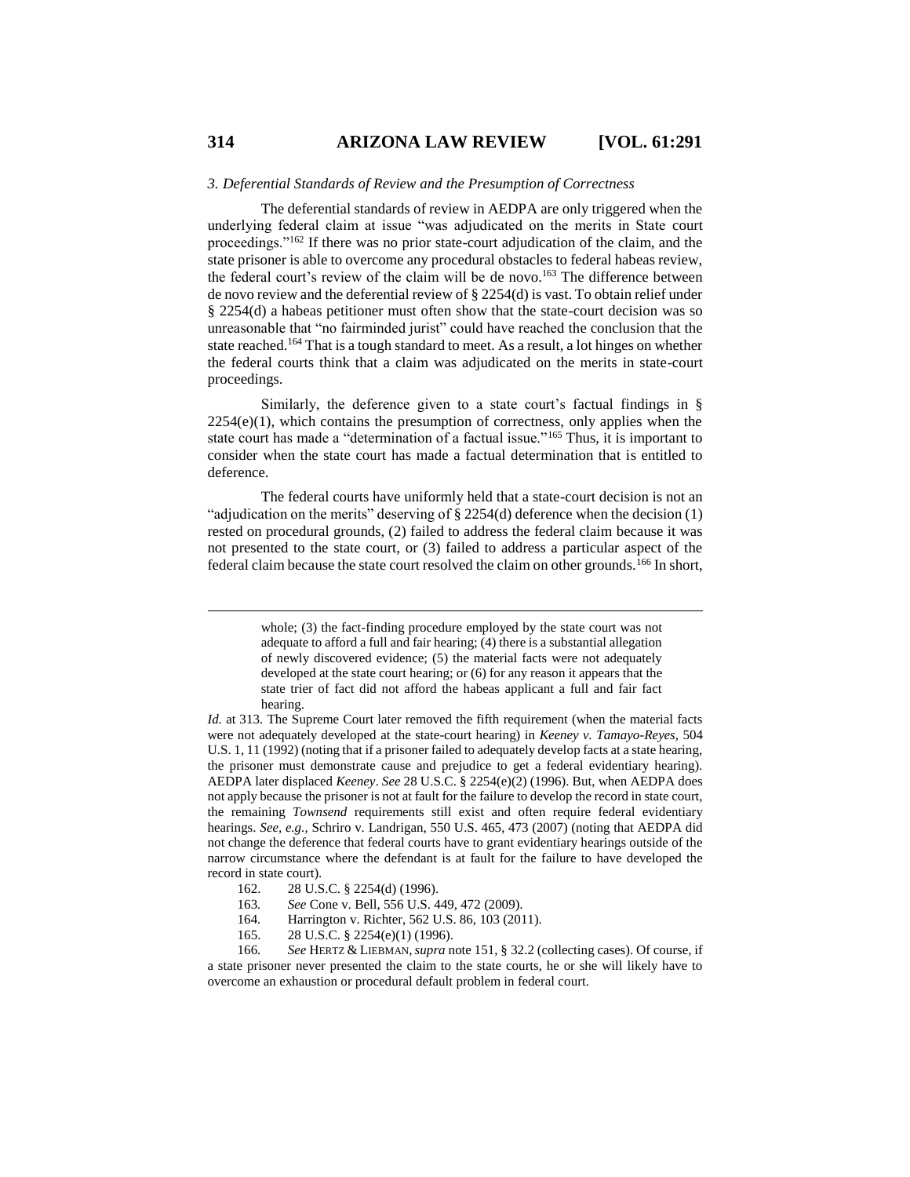### *3. Deferential Standards of Review and the Presumption of Correctness*

The deferential standards of review in AEDPA are only triggered when the underlying federal claim at issue "was adjudicated on the merits in State court proceedings."[162] If there was no prior state-court adjudication of the claim, and the state prisoner is able to overcome any procedural obstacles to federal habeas review, the federal court's review of the claim will be de novo.[163] The difference between de novo review and the deferential review of § 2254(d) is vast. To obtain relief under § 2254(d) a habeas petitioner must often show that the state-court decision was so unreasonable that "no fairminded jurist" could have reached the conclusion that the state reached.[164] That is a tough standard to meet. As a result, a lot hinges on whether the federal courts think that a claim was adjudicated on the merits in state-court proceedings.

Similarly, the deference given to a state court's factual findings in § 2254(e)(1), which contains the presumption of correctness, only applies when the state court has made a "determination of a factual issue."[165] Thus, it is important to consider when the state court has made a factual determination that is entitled to deference.

The federal courts have uniformly held that a state-court decision is not an "adjudication on the merits" deserving of § 2254(d) deference when the decision (1) rested on procedural grounds, (2) failed to address the federal claim because it was not presented to the state court, or (3) failed to address a particular aspect of the federal claim because the state court resolved the claim on other grounds.[166] In short,

---

> whole; (3) the fact-finding procedure employed by the state court was not adequate to afford a full and fair hearing; (4) there is a substantial allegation of newly discovered evidence; (5) the material facts were not adequately developed at the state court hearing; or (6) for any reason it appears that the state trier of fact did not afford the habeas applicant a full and fair fact hearing.

*Id.* at 313. The Supreme Court later removed the fifth requirement (when the material facts were not adequately developed at the state-court hearing) in *Keeney v. Tamayo-Reyes*, 504 U.S. 1, 11 (1992) (noting that if a prisoner failed to adequately develop facts at a state hearing, the prisoner must demonstrate cause and prejudice to get a federal evidentiary hearing). AEDPA later displaced *Keeney*. *See* 28 U.S.C. § 2254(e)(2) (1996). But, when AEDPA does not apply because the prisoner is not at fault for the failure to develop the record in state court, the remaining *Townsend* requirements still exist and often require federal evidentiary hearings. *See, e.g.*, Schriro v. Landrigan, 550 U.S. 465, 473 (2007) (noting that AEDPA did not change the deference that federal courts have to grant evidentiary hearings outside of the narrow circumstance where the defendant is at fault for the failure to have developed the record in state court).

162. 28 U.S.C. § 2254(d) (1996).

163. *See* Cone v. Bell, 556 U.S. 449, 472 (2009).

164. Harrington v. Richter, 562 U.S. 86, 103 (2011).

165. 28 U.S.C. § 2254(e)(1) (1996).

166. *See* HERTZ & LIEBMAN, *supra* note 151, § 32.2 (collecting cases). Of course, if a state prisoner never presented the claim to the state courts, he or she will likely have to overcome an exhaustion or procedural default problem in federal court.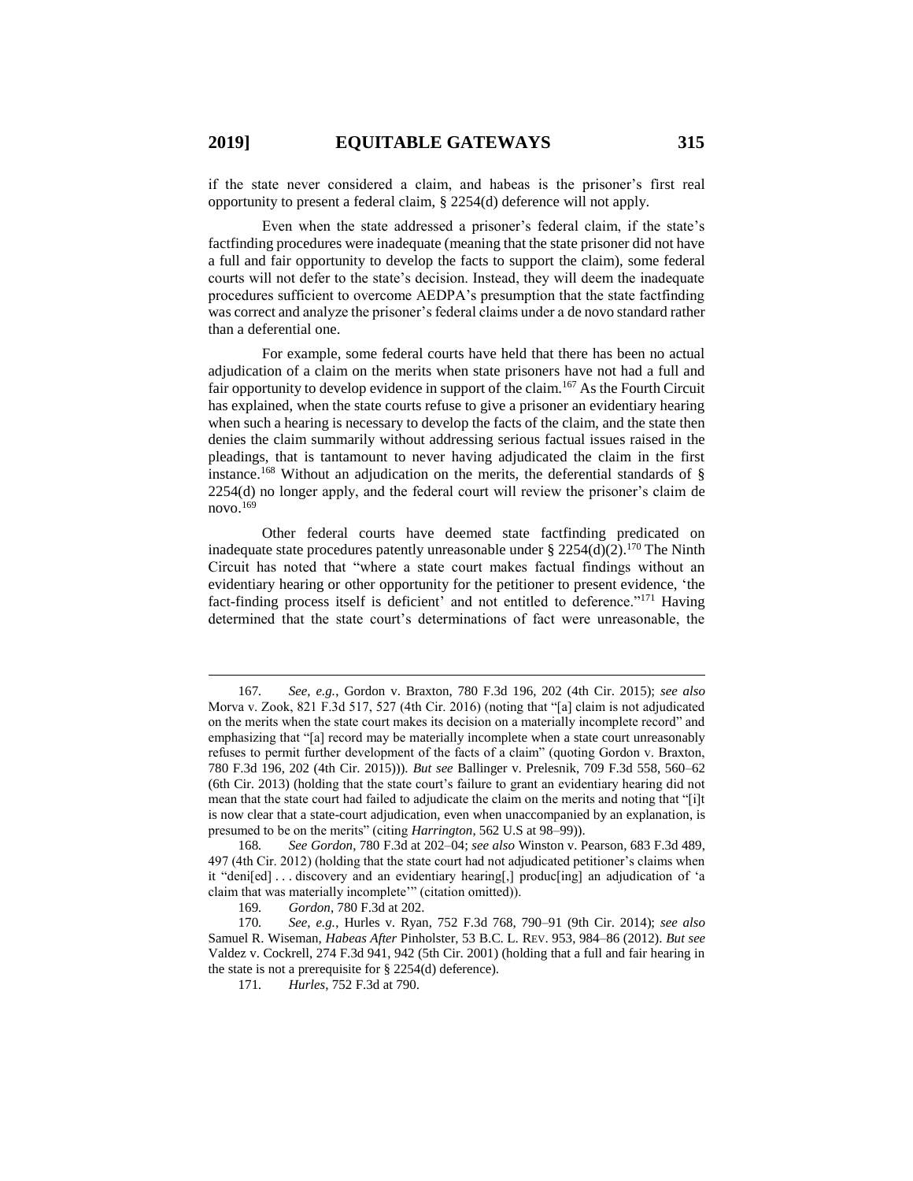if the state never considered a claim, and habeas is the prisoner's first real opportunity to present a federal claim, § 2254(d) deference will not apply.

Even when the state addressed a prisoner's federal claim, if the state's factfinding procedures were inadequate (meaning that the state prisoner did not have a full and fair opportunity to develop the facts to support the claim), some federal courts will not defer to the state's decision. Instead, they will deem the inadequate procedures sufficient to overcome AEDPA's presumption that the state factfinding was correct and analyze the prisoner's federal claims under a de novo standard rather than a deferential one.

For example, some federal courts have held that there has been no actual adjudication of a claim on the merits when state prisoners have not had a full and fair opportunity to develop evidence in support of the claim.[167] As the Fourth Circuit has explained, when the state courts refuse to give a prisoner an evidentiary hearing when such a hearing is necessary to develop the facts of the claim, and the state then denies the claim summarily without addressing serious factual issues raised in the pleadings, that is tantamount to never having adjudicated the claim in the first instance.[168] Without an adjudication on the merits, the deferential standards of § 2254(d) no longer apply, and the federal court will review the prisoner's claim de novo.[169]

Other federal courts have deemed state factfinding predicated on inadequate state procedures patently unreasonable under § 2254(d)(2).[170] The Ninth Circuit has noted that "where a state court makes factual findings without an evidentiary hearing or other opportunity for the petitioner to present evidence, 'the fact-finding process itself is deficient' and not entitled to deference."[171] Having determined that the state court's determinations of fact were unreasonable, the

---

167. *See, e.g.*, Gordon v. Braxton, 780 F.3d 196, 202 (4th Cir. 2015); *see also* Morva v. Zook, 821 F.3d 517, 527 (4th Cir. 2016) (noting that "[a] claim is not adjudicated on the merits when the state court makes its decision on a materially incomplete record" and emphasizing that "[a] record may be materially incomplete when a state court unreasonably refuses to permit further development of the facts of a claim" (quoting Gordon v. Braxton, 780 F.3d 196, 202 (4th Cir. 2015))). *But see* Ballinger v. Prelesnik, 709 F.3d 558, 560–62 (6th Cir. 2013) (holding that the state court's failure to grant an evidentiary hearing did not mean that the state court had failed to adjudicate the claim on the merits and noting that "[i]t is now clear that a state-court adjudication, even when unaccompanied by an explanation, is presumed to be on the merits" (citing *Harrington*, 562 U.S at 98–99)).

168. *See Gordon*, 780 F.3d at 202–04; *see also* Winston v. Pearson, 683 F.3d 489, 497 (4th Cir. 2012) (holding that the state court had not adjudicated petitioner's claims when it "deni[ed] . . . discovery and an evidentiary hearing[,] produc[ing] an adjudication of 'a claim that was materially incomplete'" (citation omitted)).

169. *Gordon*, 780 F.3d at 202.

170. *See, e.g.*, Hurles v. Ryan, 752 F.3d 768, 790–91 (9th Cir. 2014); *see also* Samuel R. Wiseman, *Habeas After* Pinholster, 53 B.C. L. REV. 953, 984–86 (2012). *But see* Valdez v. Cockrell, 274 F.3d 941, 942 (5th Cir. 2001) (holding that a full and fair hearing in the state is not a prerequisite for § 2254(d) deference).

171. *Hurles*, 752 F.3d at 790.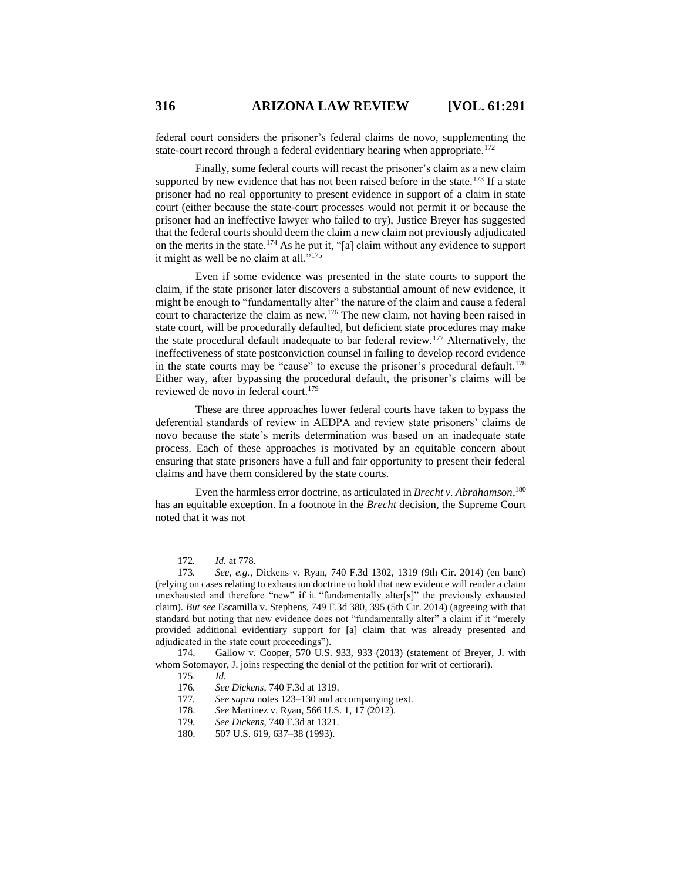federal court considers the prisoner's federal claims de novo, supplementing the state-court record through a federal evidentiary hearing when appropriate.[172]

Finally, some federal courts will recast the prisoner's claim as a new claim supported by new evidence that has not been raised before in the state.[173] If a state prisoner had no real opportunity to present evidence in support of a claim in state court (either because the state-court processes would not permit it or because the prisoner had an ineffective lawyer who failed to try), Justice Breyer has suggested that the federal courts should deem the claim a new claim not previously adjudicated on the merits in the state.[174] As he put it, "[a] claim without any evidence to support it might as well be no claim at all."[175]

Even if some evidence was presented in the state courts to support the claim, if the state prisoner later discovers a substantial amount of new evidence, it might be enough to "fundamentally alter" the nature of the claim and cause a federal court to characterize the claim as new.[176] The new claim, not having been raised in state court, will be procedurally defaulted, but deficient state procedures may make the state procedural default inadequate to bar federal review.[177] Alternatively, the ineffectiveness of state postconviction counsel in failing to develop record evidence in the state courts may be "cause" to excuse the prisoner's procedural default.[178] Either way, after bypassing the procedural default, the prisoner's claims will be reviewed de novo in federal court.[179]

These are three approaches lower federal courts have taken to bypass the deferential standards of review in AEDPA and review state prisoners' claims de novo because the state's merits determination was based on an inadequate state process. Each of these approaches is motivated by an equitable concern about ensuring that state prisoners have a full and fair opportunity to present their federal claims and have them considered by the state courts.

Even the harmless error doctrine, as articulated in *Brecht v. Abrahamson*,[180] has an equitable exception. In a footnote in the *Brecht* decision, the Supreme Court noted that it was not

---

172. *Id.* at 778.

173. *See, e.g.*, Dickens v. Ryan, 740 F.3d 1302, 1319 (9th Cir. 2014) (en banc) (relying on cases relating to exhaustion doctrine to hold that new evidence will render a claim unexhausted and therefore "new" if it "fundamentally alter[s]" the previously exhausted claim). *But see* Escamilla v. Stephens, 749 F.3d 380, 395 (5th Cir. 2014) (agreeing with that standard but noting that new evidence does not "fundamentally alter" a claim if it "merely provided additional evidentiary support for [a] claim that was already presented and adjudicated in the state court proceedings").

174. Gallow v. Cooper, 570 U.S. 933, 933 (2013) (statement of Breyer, J. with whom Sotomayor, J. joins respecting the denial of the petition for writ of certiorari).

175. *Id.*

176. *See Dickens*, 740 F.3d at 1319.

177. *See supra* notes 123–130 and accompanying text.

178. *See* Martinez v. Ryan, 566 U.S. 1, 17 (2012).

179. *See Dickens*, 740 F.3d at 1321.

180. 507 U.S. 619, 637–38 (1993).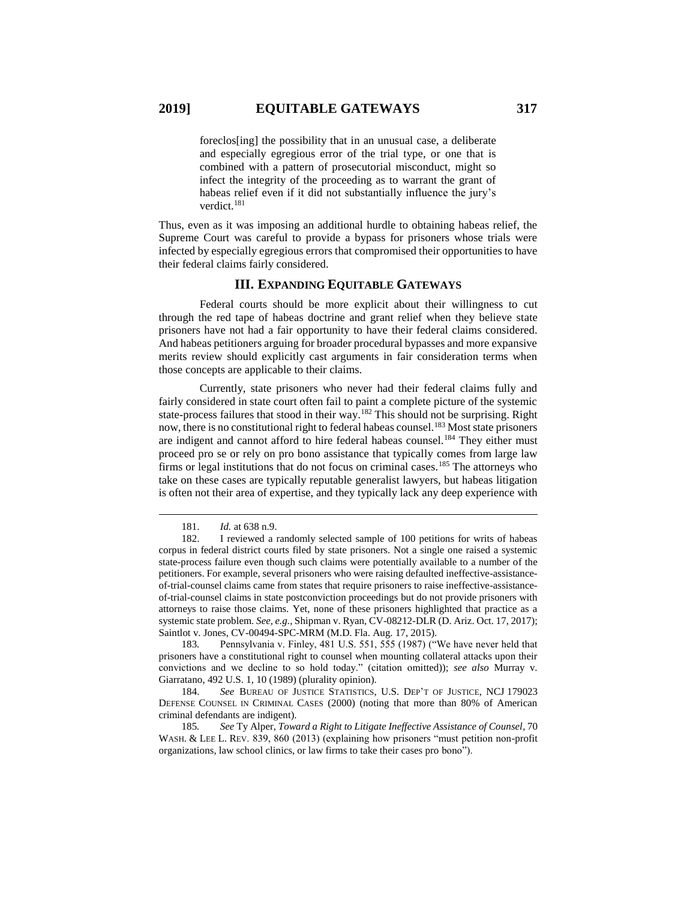> foreclos[ing] the possibility that in an unusual case, a deliberate and especially egregious error of the trial type, or one that is combined with a pattern of prosecutorial misconduct, might so infect the integrity of the proceeding as to warrant the grant of habeas relief even if it did not substantially influence the jury's verdict.[181]

Thus, even as it was imposing an additional hurdle to obtaining habeas relief, the Supreme Court was careful to provide a bypass for prisoners whose trials were infected by especially egregious errors that compromised their opportunities to have their federal claims fairly considered.

## III. Expanding Equitable Gateways

Federal courts should be more explicit about their willingness to cut through the red tape of habeas doctrine and grant relief when they believe state prisoners have not had a fair opportunity to have their federal claims considered. And habeas petitioners arguing for broader procedural bypasses and more expansive merits review should explicitly cast arguments in fair consideration terms when those concepts are applicable to their claims.

Currently, state prisoners who never had their federal claims fully and fairly considered in state court often fail to paint a complete picture of the systemic state-process failures that stood in their way.[182] This should not be surprising. Right now, there is no constitutional right to federal habeas counsel.[183] Most state prisoners are indigent and cannot afford to hire federal habeas counsel.[184] They either must proceed pro se or rely on pro bono assistance that typically comes from large law firms or legal institutions that do not focus on criminal cases.[185] The attorneys who take on these cases are typically reputable generalist lawyers, but habeas litigation is often not their area of expertise, and they typically lack any deep experience with

---

181. *Id.* at 638 n.9.

182. I reviewed a randomly selected sample of 100 petitions for writs of habeas corpus in federal district courts filed by state prisoners. Not a single one raised a systemic state-process failure even though such claims were potentially available to a number of the petitioners. For example, several prisoners who were raising defaulted ineffective-assistance-of-trial-counsel claims came from states that require prisoners to raise ineffective-assistance-of-trial-counsel claims in state postconviction proceedings but do not provide prisoners with attorneys to raise those claims. Yet, none of these prisoners highlighted that practice as a systemic state problem. *See, e.g.*, Shipman v. Ryan, CV-08212-DLR (D. Ariz. Oct. 17, 2017); Saintlot v. Jones, CV-00494-SPC-MRM (M.D. Fla. Aug. 17, 2015).

183. Pennsylvania v. Finley, 481 U.S. 551, 555 (1987) ("We have never held that prisoners have a constitutional right to counsel when mounting collateral attacks upon their convictions and we decline to so hold today." (citation omitted)); *see also* Murray v. Giarratano, 492 U.S. 1, 10 (1989) (plurality opinion).

184. *See* Bureau of Justice Statistics, U.S. Dep't of Justice, NCJ 179023 Defense Counsel in Criminal Cases (2000) (noting that more than 80% of American criminal defendants are indigent).

185. *See* Ty Alper, *Toward a Right to Litigate Ineffective Assistance of Counsel*, 70 Wash. & Lee L. Rev. 839, 860 (2013) (explaining how prisoners "must petition non-profit organizations, law school clinics, or law firms to take their cases pro bono").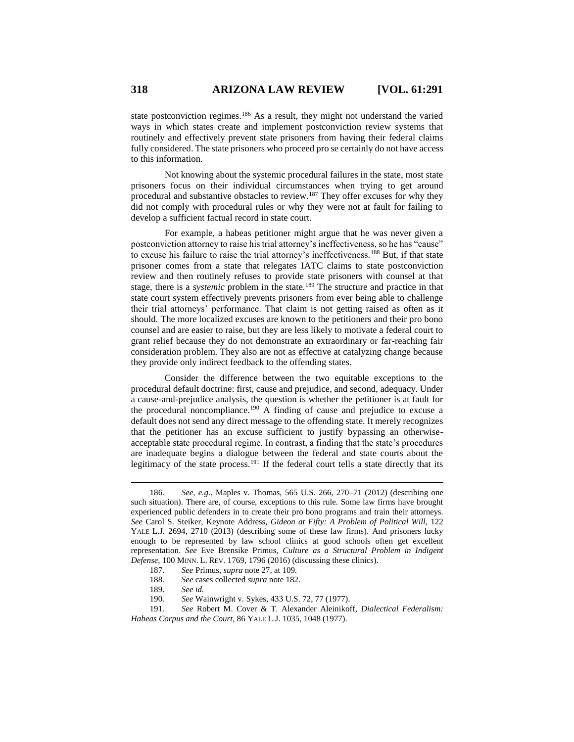state postconviction regimes.[186] As a result, they might not understand the varied ways in which states create and implement postconviction review systems that routinely and effectively prevent state prisoners from having their federal claims fully considered. The state prisoners who proceed pro se certainly do not have access to this information.

Not knowing about the systemic procedural failures in the state, most state prisoners focus on their individual circumstances when trying to get around procedural and substantive obstacles to review.[187] They offer excuses for why they did not comply with procedural rules or why they were not at fault for failing to develop a sufficient factual record in state court.

For example, a habeas petitioner might argue that he was never given a postconviction attorney to raise his trial attorney's ineffectiveness, so he has "cause" to excuse his failure to raise the trial attorney's ineffectiveness.[188] But, if that state prisoner comes from a state that relegates IATC claims to state postconviction review and then routinely refuses to provide state prisoners with counsel at that stage, there is a *systemic* problem in the state.[189] The structure and practice in that state court system effectively prevents prisoners from ever being able to challenge their trial attorneys' performance. That claim is not getting raised as often as it should. The more localized excuses are known to the petitioners and their pro bono counsel and are easier to raise, but they are less likely to motivate a federal court to grant relief because they do not demonstrate an extraordinary or far-reaching fair consideration problem. They also are not as effective at catalyzing change because they provide only indirect feedback to the offending states.

Consider the difference between the two equitable exceptions to the procedural default doctrine: first, cause and prejudice, and second, adequacy. Under a cause-and-prejudice analysis, the question is whether the petitioner is at fault for the procedural noncompliance.[190] A finding of cause and prejudice to excuse a default does not send any direct message to the offending state. It merely recognizes that the petitioner has an excuse sufficient to justify bypassing an otherwise-acceptable state procedural regime. In contrast, a finding that the state's procedures are inadequate begins a dialogue between the federal and state courts about the legitimacy of the state process.[191] If the federal court tells a state directly that its

---

186. *See, e.g.*, Maples v. Thomas, 565 U.S. 266, 270–71 (2012) (describing one such situation). There are, of course, exceptions to this rule. Some law firms have brought experienced public defenders in to create their pro bono programs and train their attorneys. *See* Carol S. Steiker, Keynote Address, *Gideon at Fifty: A Problem of Political Will*, 122 YALE L.J. 2694, 2710 (2013) (describing some of these law firms). And prisoners lucky enough to be represented by law school clinics at good schools often get excellent representation. *See* Eve Brensike Primus, *Culture as a Structural Problem in Indigent Defense*, 100 MINN. L. REV. 1769, 1796 (2016) (discussing these clinics).

187. *See* Primus, *supra* note 27, at 109.

188. *See* cases collected *supra* note 182.

189. *See id.*

190. *See* Wainwright v. Sykes, 433 U.S. 72, 77 (1977).

191. *See* Robert M. Cover & T. Alexander Aleinikoff, *Dialectical Federalism: Habeas Corpus and the Court*, 86 YALE L.J. 1035, 1048 (1977).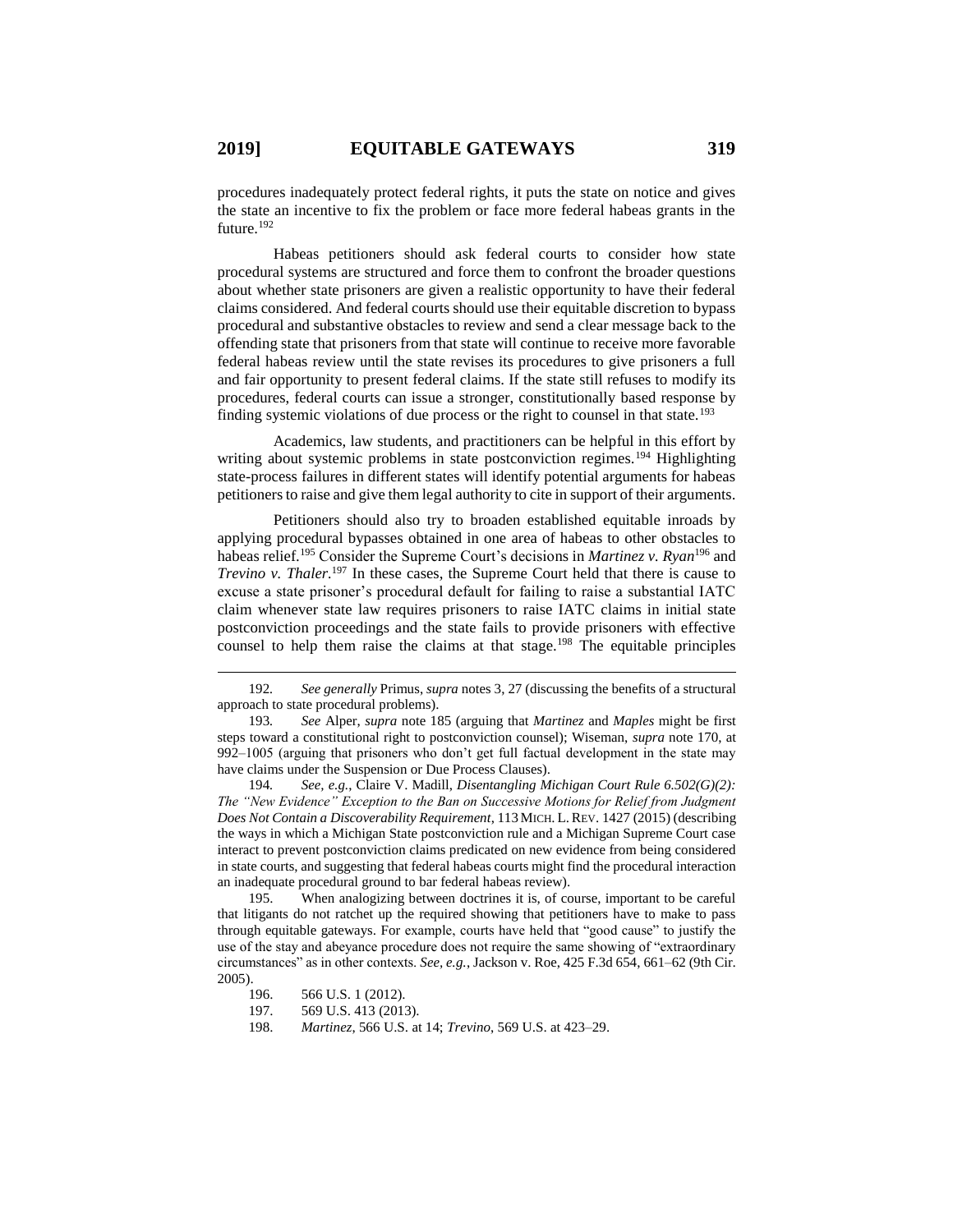procedures inadequately protect federal rights, it puts the state on notice and gives the state an incentive to fix the problem or face more federal habeas grants in the future.[192]

Habeas petitioners should ask federal courts to consider how state procedural systems are structured and force them to confront the broader questions about whether state prisoners are given a realistic opportunity to have their federal claims considered. And federal courts should use their equitable discretion to bypass procedural and substantive obstacles to review and send a clear message back to the offending state that prisoners from that state will continue to receive more favorable federal habeas review until the state revises its procedures to give prisoners a full and fair opportunity to present federal claims. If the state still refuses to modify its procedures, federal courts can issue a stronger, constitutionally based response by finding systemic violations of due process or the right to counsel in that state.[193]

Academics, law students, and practitioners can be helpful in this effort by writing about systemic problems in state postconviction regimes.[194] Highlighting state-process failures in different states will identify potential arguments for habeas petitioners to raise and give them legal authority to cite in support of their arguments.

Petitioners should also try to broaden established equitable inroads by applying procedural bypasses obtained in one area of habeas to other obstacles to habeas relief.[195] Consider the Supreme Court's decisions in *Martinez v. Ryan*[196] and *Trevino v. Thaler*.[197] In these cases, the Supreme Court held that there is cause to excuse a state prisoner's procedural default for failing to raise a substantial IATC claim whenever state law requires prisoners to raise IATC claims in initial state postconviction proceedings and the state fails to provide prisoners with effective counsel to help them raise the claims at that stage.[198] The equitable principles

---

192. *See generally* Primus, *supra* notes 3, 27 (discussing the benefits of a structural approach to state procedural problems).

193. *See* Alper, *supra* note 185 (arguing that *Martinez* and *Maples* might be first steps toward a constitutional right to postconviction counsel); Wiseman, *supra* note 170, at 992–1005 (arguing that prisoners who don't get full factual development in the state may have claims under the Suspension or Due Process Clauses).

194. *See, e.g.*, Claire V. Madill, *Disentangling Michigan Court Rule 6.502(G)(2): The "New Evidence" Exception to the Ban on Successive Motions for Relief from Judgment Does Not Contain a Discoverability Requirement*, 113 MICH. L. REV. 1427 (2015) (describing the ways in which a Michigan State postconviction rule and a Michigan Supreme Court case interact to prevent postconviction claims predicated on new evidence from being considered in state courts, and suggesting that federal habeas courts might find the procedural interaction an inadequate procedural ground to bar federal habeas review).

195. When analogizing between doctrines it is, of course, important to be careful that litigants do not ratchet up the required showing that petitioners have to make to pass through equitable gateways. For example, courts have held that "good cause" to justify the use of the stay and abeyance procedure does not require the same showing of "extraordinary circumstances" as in other contexts. *See, e.g.*, Jackson v. Roe, 425 F.3d 654, 661–62 (9th Cir. 2005).

196. 566 U.S. 1 (2012).

197. 569 U.S. 413 (2013).

198. *Martinez*, 566 U.S. at 14; *Trevino*, 569 U.S. at 423–29.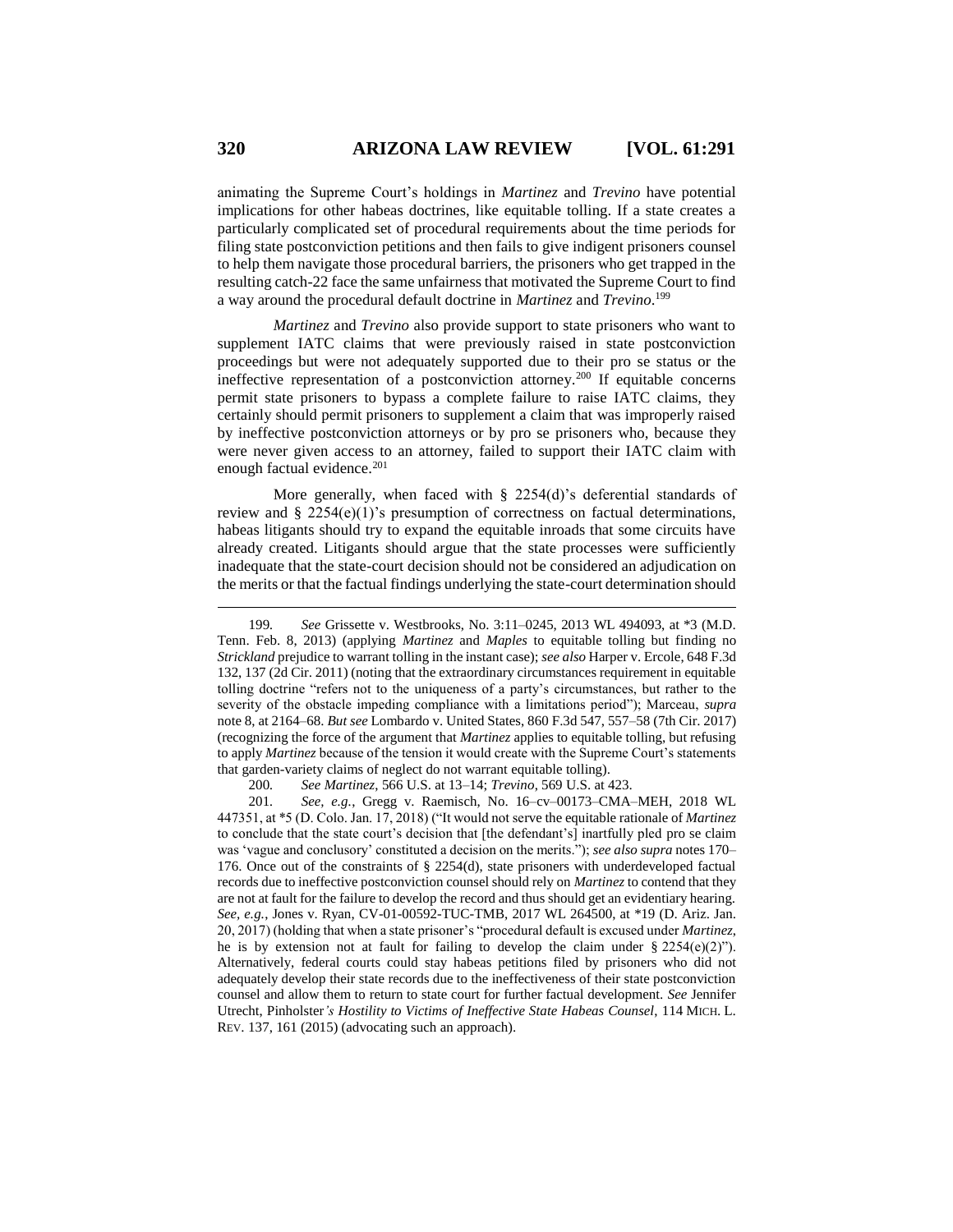animating the Supreme Court's holdings in *Martinez* and *Trevino* have potential implications for other habeas doctrines, like equitable tolling. If a state creates a particularly complicated set of procedural requirements about the time periods for filing state postconviction petitions and then fails to give indigent prisoners counsel to help them navigate those procedural barriers, the prisoners who get trapped in the resulting catch-22 face the same unfairness that motivated the Supreme Court to find a way around the procedural default doctrine in *Martinez* and *Trevino*.[199]

*Martinez* and *Trevino* also provide support to state prisoners who want to supplement IATC claims that were previously raised in state postconviction proceedings but were not adequately supported due to their pro se status or the ineffective representation of a postconviction attorney.[200] If equitable concerns permit state prisoners to bypass a complete failure to raise IATC claims, they certainly should permit prisoners to supplement a claim that was improperly raised by ineffective postconviction attorneys or by pro se prisoners who, because they were never given access to an attorney, failed to support their IATC claim with enough factual evidence.[201]

More generally, when faced with § 2254(d)'s deferential standards of review and § 2254(e)(1)'s presumption of correctness on factual determinations, habeas litigants should try to expand the equitable inroads that some circuits have already created. Litigants should argue that the state processes were sufficiently inadequate that the state-court decision should not be considered an adjudication on the merits or that the factual findings underlying the state-court determination should

---

199. *See* Grissette v. Westbrooks, No. 3:11–0245, 2013 WL 494093, at *3 (M.D. Tenn. Feb. 8, 2013) (applying *Martinez* and *Maples* to equitable tolling but finding no *Strickland* prejudice to warrant tolling in the instant case); *see also* Harper v. Ercole, 648 F.3d 132, 137 (2d Cir. 2011) (noting that the extraordinary circumstances requirement in equitable tolling doctrine "refers not to the uniqueness of a party's circumstances, but rather to the severity of the obstacle impeding compliance with a limitations period"); Marceau, *supra* note 8, at 2164–68. *But see* Lombardo v. United States, 860 F.3d 547, 557–58 (7th Cir. 2017) (recognizing the force of the argument that *Martinez* applies to equitable tolling, but refusing to apply *Martinez* because of the tension it would create with the Supreme Court's statements that garden-variety claims of neglect do not warrant equitable tolling).

200. *See Martinez*, 566 U.S. at 13–14; *Trevino*, 569 U.S. at 423.

201. *See, e.g.*, Gregg v. Raemisch, No. 16–cv–00173–CMA–MEH, 2018 WL 447351, at *5 (D. Colo. Jan. 17, 2018) ("It would not serve the equitable rationale of *Martinez* to conclude that the state court's decision that [the defendant's] inartfully pled pro se claim was 'vague and conclusory' constituted a decision on the merits."); *see also supra* notes 170–176. Once out of the constraints of § 2254(d), state prisoners with underdeveloped factual records due to ineffective postconviction counsel should rely on *Martinez* to contend that they are not at fault for the failure to develop the record and thus should get an evidentiary hearing. *See, e.g.*, Jones v. Ryan, CV-01-00592-TUC-TMB, 2017 WL 264500, at *19 (D. Ariz. Jan. 20, 2017) (holding that when a state prisoner's "procedural default is excused under *Martinez*, he is by extension not at fault for failing to develop the claim under § 2254(e)(2)"). Alternatively, federal courts could stay habeas petitions filed by prisoners who did not adequately develop their state records due to the ineffectiveness of their state postconviction counsel and allow them to return to state court for further factual development. *See* Jennifer Utrecht, Pinholster*'s Hostility to Victims of Ineffective State Habeas Counsel*, 114 MICH. L. REV. 137, 161 (2015) (advocating such an approach).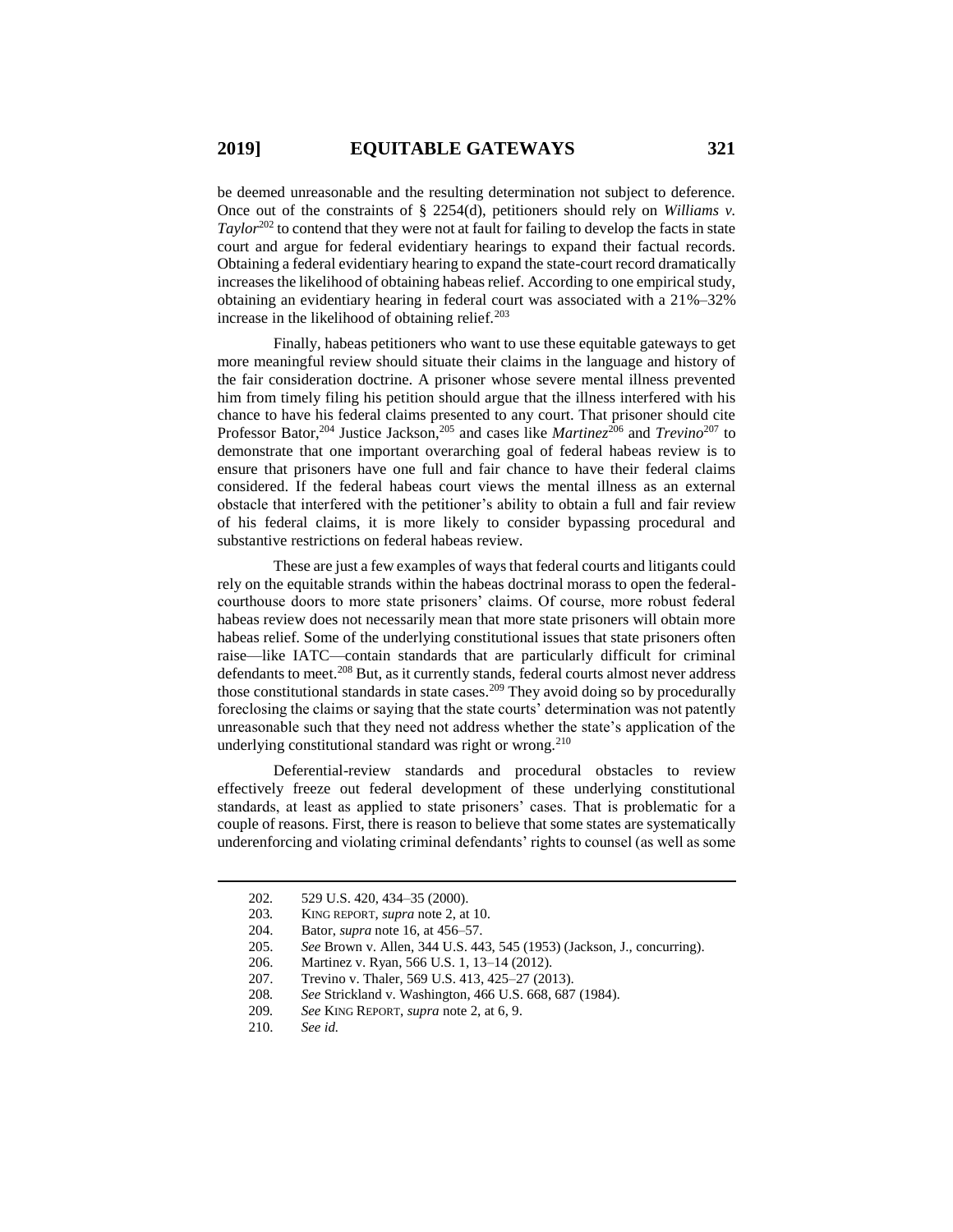be deemed unreasonable and the resulting determination not subject to deference. Once out of the constraints of § 2254(d), petitioners should rely on *Williams v. Taylor*[202] to contend that they were not at fault for failing to develop the facts in state court and argue for federal evidentiary hearings to expand their factual records. Obtaining a federal evidentiary hearing to expand the state-court record dramatically increases the likelihood of obtaining habeas relief. According to one empirical study, obtaining an evidentiary hearing in federal court was associated with a 21%–32% increase in the likelihood of obtaining relief.[203]

Finally, habeas petitioners who want to use these equitable gateways to get more meaningful review should situate their claims in the language and history of the fair consideration doctrine. A prisoner whose severe mental illness prevented him from timely filing his petition should argue that the illness interfered with his chance to have his federal claims presented to any court. That prisoner should cite Professor Bator,[204] Justice Jackson,[205] and cases like *Martinez*[206] and *Trevino*[207] to demonstrate that one important overarching goal of federal habeas review is to ensure that prisoners have one full and fair chance to have their federal claims considered. If the federal habeas court views the mental illness as an external obstacle that interfered with the petitioner's ability to obtain a full and fair review of his federal claims, it is more likely to consider bypassing procedural and substantive restrictions on federal habeas review.

These are just a few examples of ways that federal courts and litigants could rely on the equitable strands within the habeas doctrinal morass to open the federal-courthouse doors to more state prisoners' claims. Of course, more robust federal habeas review does not necessarily mean that more state prisoners will obtain more habeas relief. Some of the underlying constitutional issues that state prisoners often raise—like IATC—contain standards that are particularly difficult for criminal defendants to meet.[208] But, as it currently stands, federal courts almost never address those constitutional standards in state cases.[209] They avoid doing so by procedurally foreclosing the claims or saying that the state courts' determination was not patently unreasonable such that they need not address whether the state's application of the underlying constitutional standard was right or wrong.[210]

Deferential-review standards and procedural obstacles to review effectively freeze out federal development of these underlying constitutional standards, at least as applied to state prisoners' cases. That is problematic for a couple of reasons. First, there is reason to believe that some states are systematically underenforcing and violating criminal defendants' rights to counsel (as well as some

---

202. 529 U.S. 420, 434–35 (2000).

203. KING REPORT, *supra* note 2, at 10.

204. Bator, *supra* note 16, at 456–57.

205. *See* Brown v. Allen, 344 U.S. 443, 545 (1953) (Jackson, J., concurring).

206. Martinez v. Ryan, 566 U.S. 1, 13–14 (2012).

207. Trevino v. Thaler, 569 U.S. 413, 425–27 (2013).

208. *See* Strickland v. Washington, 466 U.S. 668, 687 (1984).

209. *See* KING REPORT, *supra* note 2, at 6, 9.

210. *See id.*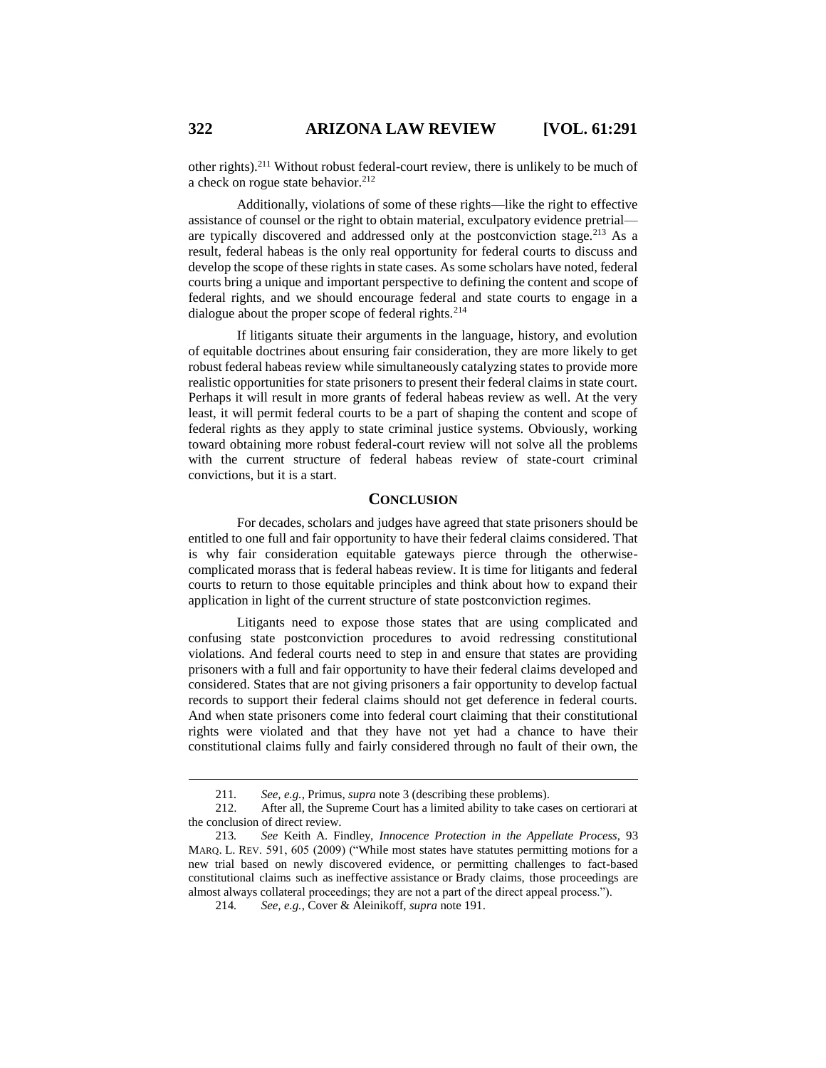other rights).[211] Without robust federal-court review, there is unlikely to be much of a check on rogue state behavior.[212]

Additionally, violations of some of these rights—like the right to effective assistance of counsel or the right to obtain material, exculpatory evidence pretrial—are typically discovered and addressed only at the postconviction stage.[213] As a result, federal habeas is the only real opportunity for federal courts to discuss and develop the scope of these rights in state cases. As some scholars have noted, federal courts bring a unique and important perspective to defining the content and scope of federal rights, and we should encourage federal and state courts to engage in a dialogue about the proper scope of federal rights.[214]

If litigants situate their arguments in the language, history, and evolution of equitable doctrines about ensuring fair consideration, they are more likely to get robust federal habeas review while simultaneously catalyzing states to provide more realistic opportunities for state prisoners to present their federal claims in state court. Perhaps it will result in more grants of federal habeas review as well. At the very least, it will permit federal courts to be a part of shaping the content and scope of federal rights as they apply to state criminal justice systems. Obviously, working toward obtaining more robust federal-court review will not solve all the problems with the current structure of federal habeas review of state-court criminal convictions, but it is a start.

## CONCLUSION

For decades, scholars and judges have agreed that state prisoners should be entitled to one full and fair opportunity to have their federal claims considered. That is why fair consideration equitable gateways pierce through the otherwise-complicated morass that is federal habeas review. It is time for litigants and federal courts to return to those equitable principles and think about how to expand their application in light of the current structure of state postconviction regimes.

Litigants need to expose those states that are using complicated and confusing state postconviction procedures to avoid redressing constitutional violations. And federal courts need to step in and ensure that states are providing prisoners with a full and fair opportunity to have their federal claims developed and considered. States that are not giving prisoners a fair opportunity to develop factual records to support their federal claims should not get deference in federal courts. And when state prisoners come into federal court claiming that their constitutional rights were violated and that they have not yet had a chance to have their constitutional claims fully and fairly considered through no fault of their own, the

---

211. *See, e.g.*, Primus, *supra* note 3 (describing these problems).

212. After all, the Supreme Court has a limited ability to take cases on certiorari at the conclusion of direct review.

213. *See* Keith A. Findley, *Innocence Protection in the Appellate Process*, 93 MARQ. L. REV. 591, 605 (2009) ("While most states have statutes permitting motions for a new trial based on newly discovered evidence, or permitting challenges to fact-based constitutional claims such as ineffective assistance or Brady claims, those proceedings are almost always collateral proceedings; they are not a part of the direct appeal process.").

214. *See, e.g.*, Cover & Aleinikoff, *supra* note 191.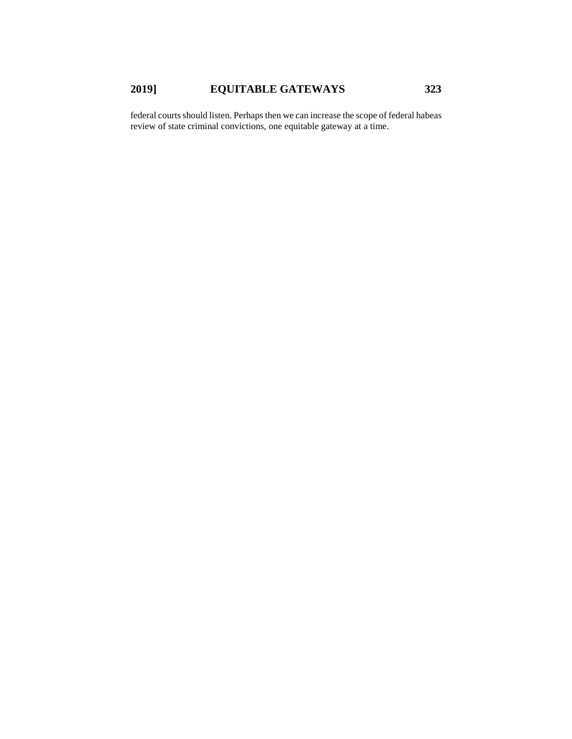federal courts should listen. Perhaps then we can increase the scope of federal habeas review of state criminal convictions, one equitable gateway at a time.